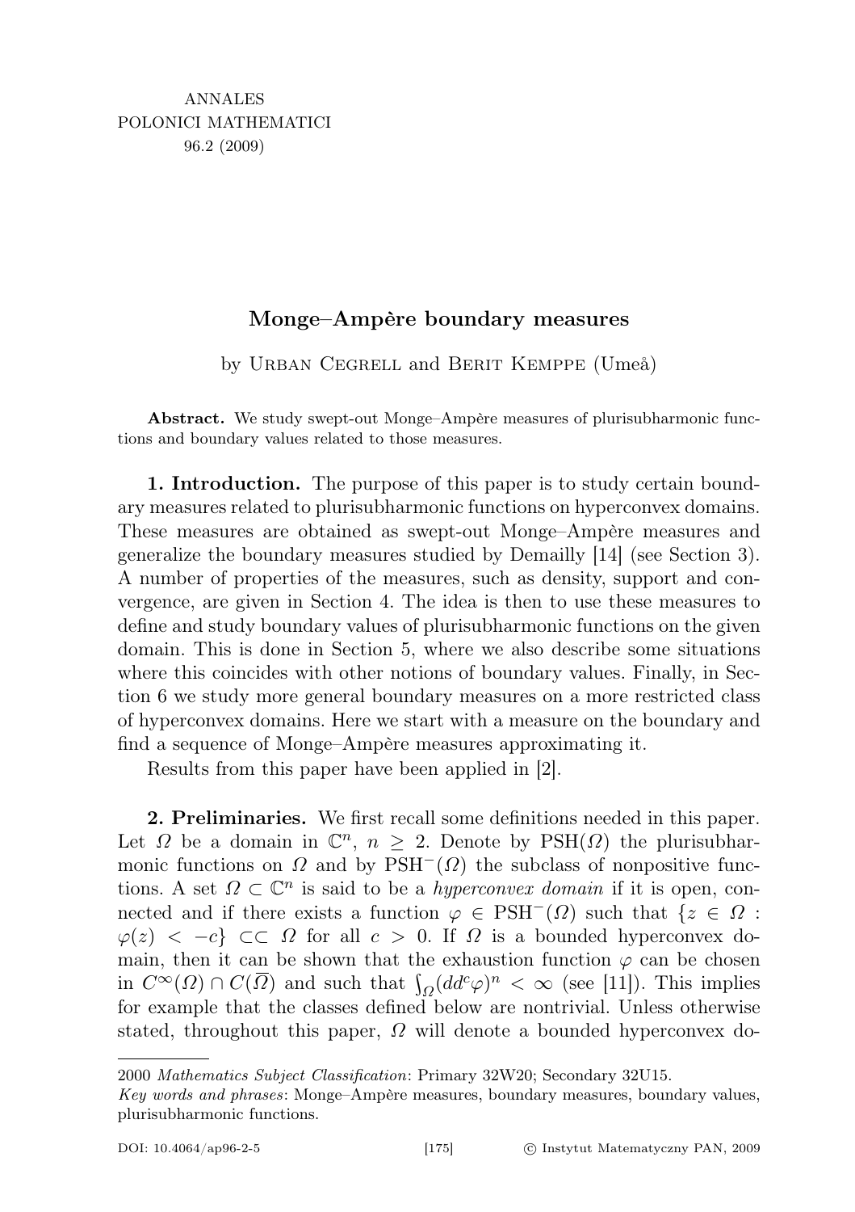ANNALES
POLONICI MATHEMATICI
96.2 (2009)

# Monge–Ampère boundary measures

by Urban Cegrell and Berit Kemppe (Umeå)

**Abstract.** We study swept-out Monge–Ampère measures of plurisubharmonic functions and boundary values related to those measures.

**1. Introduction.** The purpose of this paper is to study certain boundary measures related to plurisubharmonic functions on hyperconvex domains. These measures are obtained as swept-out Monge–Ampère measures and generalize the boundary measures studied by Demailly [14] (see Section 3). A number of properties of the measures, such as density, support and convergence, are given in Section 4. The idea is then to use these measures to define and study boundary values of plurisubharmonic functions on the given domain. This is done in Section 5, where we also describe some situations where this coincides with other notions of boundary values. Finally, in Section 6 we study more general boundary measures on a more restricted class of hyperconvex domains. Here we start with a measure on the boundary and find a sequence of Monge–Ampère measures approximating it.

Results from this paper have been applied in [2].

**2. Preliminaries.** We first recall some definitions needed in this paper. Let $\Omega$ be a domain in $\mathbb{C}^n$, $n \geq 2$. Denote by $\mathrm{PSH}(\Omega)$ the plurisubharmonic functions on $\Omega$ and by $\mathrm{PSH}^-(\Omega)$ the subclass of nonpositive functions. A set $\Omega \subset \mathbb{C}^n$ is said to be a *hyperconvex domain* if it is open, connected and if there exists a function $\varphi \in \mathrm{PSH}^-(\Omega)$ such that $\{z \in \Omega : \varphi(z) < -c\} \subset\subset \Omega$ for all $c > 0$. If $\Omega$ is a bounded hyperconvex domain, then it can be shown that the exhaustion function $\varphi$ can be chosen in $C^\infty(\Omega) \cap C(\overline{\Omega})$ and such that $\int_\Omega (dd^c\varphi)^n < \infty$ (see [11]). This implies for example that the classes defined below are nontrivial. Unless otherwise stated, throughout this paper, $\Omega$ will denote a bounded hyperconvex do-

2000 *Mathematics Subject Classification*: Primary 32W20; Secondary 32U15.

*Key words and phrases*: Monge–Ampère measures, boundary measures, boundary values, plurisubharmonic functions.

DOI: 10.4064/ap96-2-5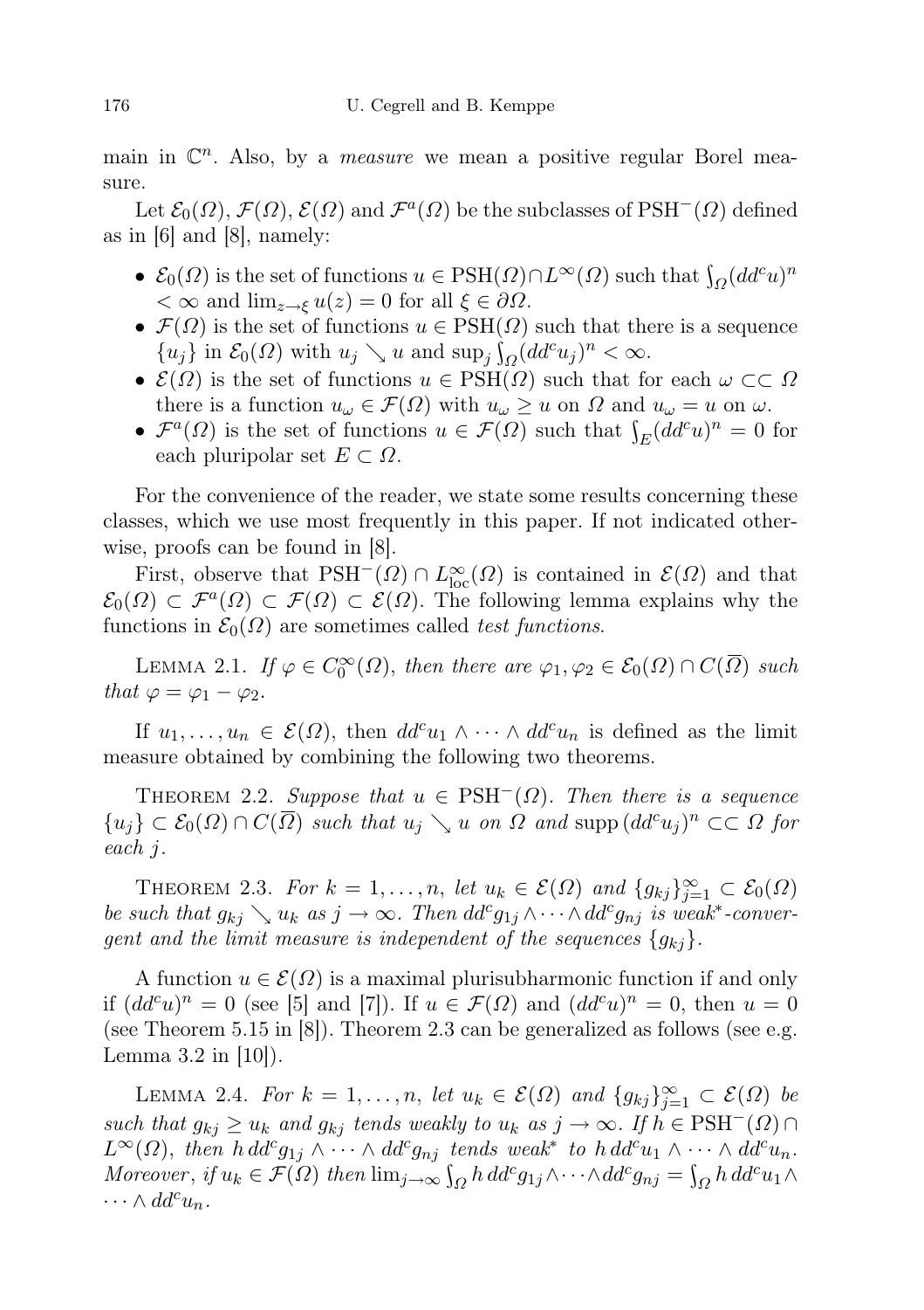main in $\mathbb{C}^n$. Also, by a *measure* we mean a positive regular Borel measure.

Let $\mathcal{E}_0(\Omega)$, $\mathcal{F}(\Omega)$, $\mathcal{E}(\Omega)$ and $\mathcal{F}^a(\Omega)$ be the subclasses of $\mathrm{PSH}^-(\Omega)$ defined as in [6] and [8], namely:

- $\mathcal{E}_0(\Omega)$ is the set of functions $u \in \mathrm{PSH}(\Omega) \cap L^\infty(\Omega)$ such that $\int_\Omega (dd^c u)^n < \infty$ and $\lim_{z\to\xi} u(z) = 0$ for all $\xi \in \partial\Omega$.
- $\mathcal{F}(\Omega)$ is the set of functions $u \in \mathrm{PSH}(\Omega)$ such that there is a sequence $\{u_j\}$ in $\mathcal{E}_0(\Omega)$ with $u_j \searrow u$ and $\sup_j \int_\Omega (dd^c u_j)^n < \infty$.
- $\mathcal{E}(\Omega)$ is the set of functions $u \in \mathrm{PSH}(\Omega)$ such that for each $\omega \subset\subset \Omega$ there is a function $u_\omega \in \mathcal{F}(\Omega)$ with $u_\omega \geq u$ on $\Omega$ and $u_\omega = u$ on $\omega$.
- $\mathcal{F}^a(\Omega)$ is the set of functions $u \in \mathcal{F}(\Omega)$ such that $\int_E (dd^c u)^n = 0$ for each pluripolar set $E \subset \Omega$.

For the convenience of the reader, we state some results concerning these classes, which we use most frequently in this paper. If not indicated otherwise, proofs can be found in [8].

First, observe that $\mathrm{PSH}^-(\Omega) \cap L^\infty_{\mathrm{loc}}(\Omega)$ is contained in $\mathcal{E}(\Omega)$ and that $\mathcal{E}_0(\Omega) \subset \mathcal{F}^a(\Omega) \subset \mathcal{F}(\Omega) \subset \mathcal{E}(\Omega)$. The following lemma explains why the functions in $\mathcal{E}_0(\Omega)$ are sometimes called *test functions*.

Lemma 2.1. *If $\varphi \in C_0^\infty(\Omega)$, then there are $\varphi_1, \varphi_2 \in \mathcal{E}_0(\Omega) \cap C(\overline{\Omega})$ such that $\varphi = \varphi_1 - \varphi_2$.*

If $u_1, \ldots, u_n \in \mathcal{E}(\Omega)$, then $dd^c u_1 \wedge \cdots \wedge dd^c u_n$ is defined as the limit measure obtained by combining the following two theorems.

Theorem 2.2. *Suppose that $u \in \mathrm{PSH}^-(\Omega)$. Then there is a sequence $\{u_j\} \subset \mathcal{E}_0(\Omega) \cap C(\overline{\Omega})$ such that $u_j \searrow u$ on $\Omega$ and $\operatorname{supp} (dd^c u_j)^n \subset\subset \Omega$ for each $j$.*

Theorem 2.3. *For $k = 1, \ldots, n$, let $u_k \in \mathcal{E}(\Omega)$ and $\{g_{kj}\}_{j=1}^\infty \subset \mathcal{E}_0(\Omega)$ be such that $g_{kj} \searrow u_k$ as $j \to \infty$. Then $dd^c g_{1j} \wedge \cdots \wedge dd^c g_{nj}$ is weak\*-convergent and the limit measure is independent of the sequences $\{g_{kj}\}$.*

A function $u \in \mathcal{E}(\Omega)$ is a maximal plurisubharmonic function if and only if $(dd^c u)^n = 0$ (see [5] and [7]). If $u \in \mathcal{F}(\Omega)$ and $(dd^c u)^n = 0$, then $u = 0$ (see Theorem 5.15 in [8]). Theorem 2.3 can be generalized as follows (see e.g. Lemma 3.2 in [10]).

Lemma 2.4. *For $k = 1, \ldots, n$, let $u_k \in \mathcal{E}(\Omega)$ and $\{g_{kj}\}_{j=1}^\infty \subset \mathcal{E}(\Omega)$ be such that $g_{kj} \geq u_k$ and $g_{kj}$ tends weakly to $u_k$ as $j \to \infty$. If $h \in \mathrm{PSH}^-(\Omega) \cap L^\infty(\Omega)$, then $h\, dd^c g_{1j} \wedge \cdots \wedge dd^c g_{nj}$ tends weak\* to $h\, dd^c u_1 \wedge \cdots \wedge dd^c u_n$. Moreover, if $u_k \in \mathcal{F}(\Omega)$ then $\lim_{j\to\infty} \int_\Omega h\, dd^c g_{1j} \wedge \cdots \wedge dd^c g_{nj} = \int_\Omega h\, dd^c u_1 \wedge \cdots \wedge dd^c u_n$.*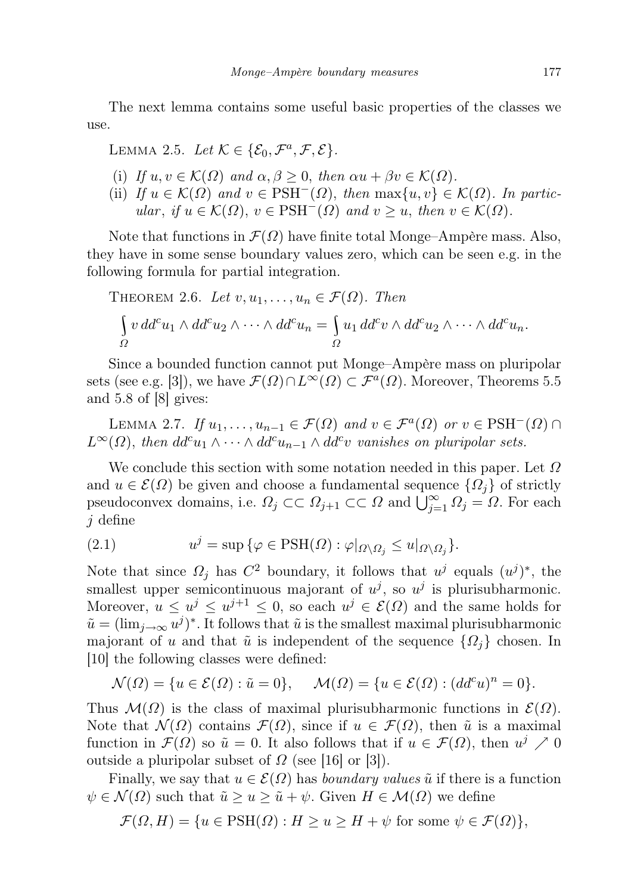The next lemma contains some useful basic properties of the classes we use.

Lemma 2.5. *Let* $\mathcal{K} \in \{\mathcal{E}_0, \mathcal{F}^a, \mathcal{F}, \mathcal{E}\}$.

(i) *If* $u, v \in \mathcal{K}(\Omega)$ *and* $\alpha, \beta \geq 0$, *then* $\alpha u + \beta v \in \mathcal{K}(\Omega)$.

(ii) *If* $u \in \mathcal{K}(\Omega)$ *and* $v \in \mathrm{PSH}^-(\Omega)$, *then* $\max\{u, v\} \in \mathcal{K}(\Omega)$. *In particular, if* $u \in \mathcal{K}(\Omega)$, $v \in \mathrm{PSH}^-(\Omega)$ *and* $v \geq u$, *then* $v \in \mathcal{K}(\Omega)$.

Note that functions in $\mathcal{F}(\Omega)$ have finite total Monge–Ampère mass. Also, they have in some sense boundary values zero, which can be seen e.g. in the following formula for partial integration.

Theorem 2.6. *Let* $v, u_1, \ldots, u_n \in \mathcal{F}(\Omega)$. *Then*

$$\int_\Omega v\, dd^c u_1 \wedge dd^c u_2 \wedge \cdots \wedge dd^c u_n = \int_\Omega u_1\, dd^c v \wedge dd^c u_2 \wedge \cdots \wedge dd^c u_n.$$

Since a bounded function cannot put Monge–Ampère mass on pluripolar sets (see e.g. [3]), we have $\mathcal{F}(\Omega) \cap L^\infty(\Omega) \subset \mathcal{F}^a(\Omega)$. Moreover, Theorems 5.5 and 5.8 of [8] gives:

Lemma 2.7. *If* $u_1, \ldots, u_{n-1} \in \mathcal{F}(\Omega)$ *and* $v \in \mathcal{F}^a(\Omega)$ *or* $v \in \mathrm{PSH}^-(\Omega) \cap L^\infty(\Omega)$, *then* $dd^c u_1 \wedge \cdots \wedge dd^c u_{n-1} \wedge dd^c v$ *vanishes on pluripolar sets.*

We conclude this section with some notation needed in this paper. Let $\Omega$ and $u \in \mathcal{E}(\Omega)$ be given and choose a fundamental sequence $\{\Omega_j\}$ of strictly pseudoconvex domains, i.e. $\Omega_j \subset\subset \Omega_{j+1} \subset\subset \Omega$ and $\bigcup_{j=1}^\infty \Omega_j = \Omega$. For each $j$ define

$$u^j = \sup\{\varphi \in \mathrm{PSH}(\Omega) : \varphi|_{\Omega\setminus\Omega_j} \leq u|_{\Omega\setminus\Omega_j}\}. \tag{2.1}$$

Note that since $\Omega_j$ has $C^2$ boundary, it follows that $u^j$ equals $(u^j)^*$, the smallest upper semicontinuous majorant of $u^j$, so $u^j$ is plurisubharmonic. Moreover, $u \leq u^j \leq u^{j+1} \leq 0$, so each $u^j \in \mathcal{E}(\Omega)$ and the same holds for $\tilde{u} = (\lim_{j\to\infty} u^j)^*$. It follows that $\tilde{u}$ is the smallest maximal plurisubharmonic majorant of $u$ and that $\tilde{u}$ is independent of the sequence $\{\Omega_j\}$ chosen. In [10] the following classes were defined:

$$\mathcal{N}(\Omega) = \{u \in \mathcal{E}(\Omega) : \tilde{u} = 0\}, \qquad \mathcal{M}(\Omega) = \{u \in \mathcal{E}(\Omega) : (dd^c u)^n = 0\}.$$

Thus $\mathcal{M}(\Omega)$ is the class of maximal plurisubharmonic functions in $\mathcal{E}(\Omega)$. Note that $\mathcal{N}(\Omega)$ contains $\mathcal{F}(\Omega)$, since if $u \in \mathcal{F}(\Omega)$, then $\tilde{u}$ is a maximal function in $\mathcal{F}(\Omega)$ so $\tilde{u} = 0$. It also follows that if $u \in \mathcal{F}(\Omega)$, then $u^j \nearrow 0$ outside a pluripolar subset of $\Omega$ (see [16] or [3]).

Finally, we say that $u \in \mathcal{E}(\Omega)$ has *boundary values* $\tilde{u}$ if there is a function $\psi \in \mathcal{N}(\Omega)$ such that $\tilde{u} \geq u \geq \tilde{u} + \psi$. Given $H \in \mathcal{M}(\Omega)$ we define

$$\mathcal{F}(\Omega, H) = \{u \in \mathrm{PSH}(\Omega) : H \geq u \geq H + \psi \text{ for some } \psi \in \mathcal{F}(\Omega)\},$$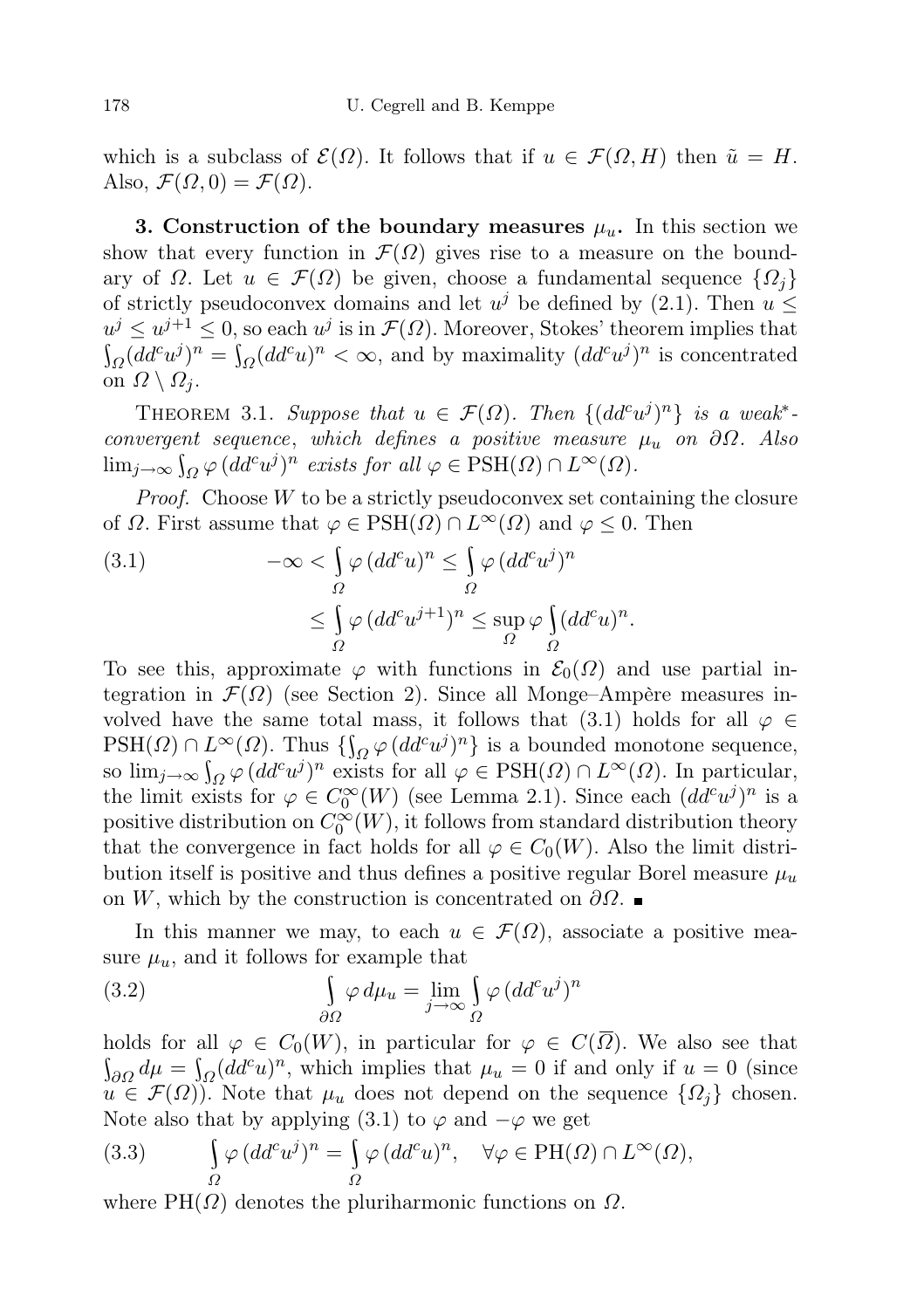which is a subclass of $\mathcal{E}(\Omega)$. It follows that if $u \in \mathcal{F}(\Omega, H)$ then $\tilde{u} = H$. Also, $\mathcal{F}(\Omega, 0) = \mathcal{F}(\Omega)$.

**3. Construction of the boundary measures $\mu_u$.** In this section we show that every function in $\mathcal{F}(\Omega)$ gives rise to a measure on the boundary of $\Omega$. Let $u \in \mathcal{F}(\Omega)$ be given, choose a fundamental sequence $\{\Omega_j\}$ of strictly pseudoconvex domains and let $u^j$ be defined by (2.1). Then $u \leq u^j \leq u^{j+1} \leq 0$, so each $u^j$ is in $\mathcal{F}(\Omega)$. Moreover, Stokes' theorem implies that $\int_\Omega (dd^c u^j)^n = \int_\Omega (dd^c u)^n < \infty$, and by maximality $(dd^c u^j)^n$ is concentrated on $\Omega \setminus \Omega_j$.

Theorem 3.1. *Suppose that $u \in \mathcal{F}(\Omega)$. Then $\{(dd^c u^j)^n\}$ is a weak$^*$-convergent sequence, which defines a positive measure $\mu_u$ on $\partial\Omega$. Also $\lim_{j\to\infty} \int_\Omega \varphi\, (dd^c u^j)^n$ exists for all $\varphi \in \mathrm{PSH}(\Omega) \cap L^\infty(\Omega)$.*

*Proof.* Choose $W$ to be a strictly pseudoconvex set containing the closure of $\Omega$. First assume that $\varphi \in \mathrm{PSH}(\Omega) \cap L^\infty(\Omega)$ and $\varphi \leq 0$. Then

$$
\begin{aligned}
(3.1) \qquad -\infty < \int_\Omega \varphi\, (dd^c u)^n &\leq \int_\Omega \varphi\, (dd^c u^j)^n \\
&\leq \int_\Omega \varphi\, (dd^c u^{j+1})^n \leq \sup_\Omega \varphi \int_\Omega (dd^c u)^n.
\end{aligned}
$$

To see this, approximate $\varphi$ with functions in $\mathcal{E}_0(\Omega)$ and use partial integration in $\mathcal{F}(\Omega)$ (see Section 2). Since all Monge–Ampère measures involved have the same total mass, it follows that (3.1) holds for all $\varphi \in \mathrm{PSH}(\Omega) \cap L^\infty(\Omega)$. Thus $\{\int_\Omega \varphi\, (dd^c u^j)^n\}$ is a bounded monotone sequence, so $\lim_{j\to\infty} \int_\Omega \varphi\, (dd^c u^j)^n$ exists for all $\varphi \in \mathrm{PSH}(\Omega) \cap L^\infty(\Omega)$. In particular, the limit exists for $\varphi \in C_0^\infty(W)$ (see Lemma 2.1). Since each $(dd^c u^j)^n$ is a positive distribution on $C_0^\infty(W)$, it follows from standard distribution theory that the convergence in fact holds for all $\varphi \in C_0(W)$. Also the limit distribution itself is positive and thus defines a positive regular Borel measure $\mu_u$ on $W$, which by the construction is concentrated on $\partial\Omega$. ∎

In this manner we may, to each $u \in \mathcal{F}(\Omega)$, associate a positive measure $\mu_u$, and it follows for example that

$$
(3.2) \qquad \int_{\partial\Omega} \varphi\, d\mu_u = \lim_{j\to\infty} \int_\Omega \varphi\, (dd^c u^j)^n
$$

holds for all $\varphi \in C_0(W)$, in particular for $\varphi \in C(\overline{\Omega})$. We also see that $\int_{\partial\Omega} d\mu = \int_\Omega (dd^c u)^n$, which implies that $\mu_u = 0$ if and only if $u = 0$ (since $u \in \mathcal{F}(\Omega)$). Note that $\mu_u$ does not depend on the sequence $\{\Omega_j\}$ chosen. Note also that by applying (3.1) to $\varphi$ and $-\varphi$ we get

$$
(3.3) \qquad \int_\Omega \varphi\, (dd^c u^j)^n = \int_\Omega \varphi\, (dd^c u)^n, \quad \forall \varphi \in \mathrm{PH}(\Omega) \cap L^\infty(\Omega),
$$

where $\mathrm{PH}(\Omega)$ denotes the pluriharmonic functions on $\Omega$.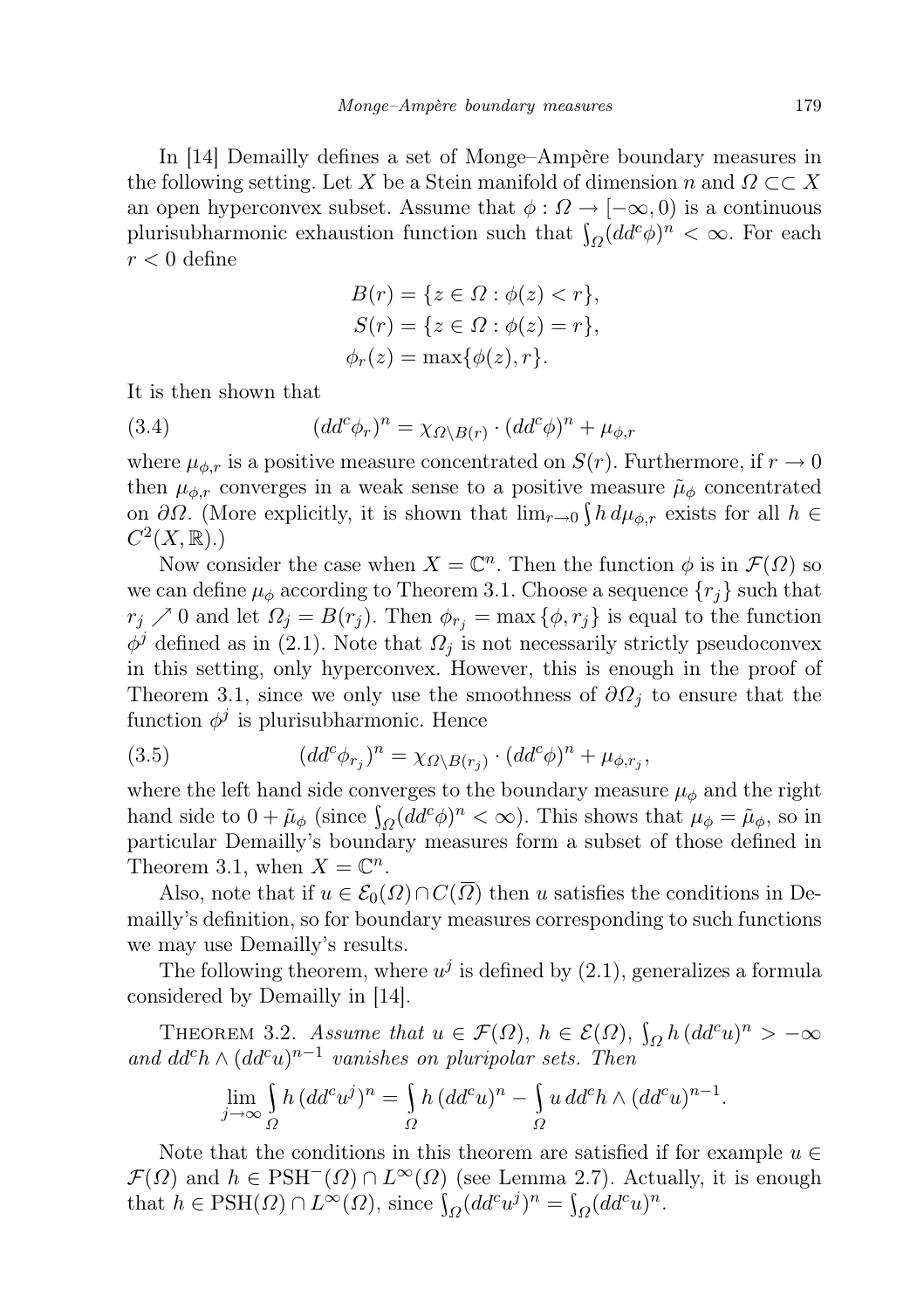In [14] Demailly defines a set of Monge–Ampère boundary measures in the following setting. Let $X$ be a Stein manifold of dimension $n$ and $\Omega \subset\subset X$ an open hyperconvex subset. Assume that $\phi : \Omega \to [-\infty, 0)$ is a continuous plurisubharmonic exhaustion function such that $\int_\Omega (dd^c\phi)^n < \infty$. For each $r < 0$ define

$$
\begin{aligned}
B(r) &= \{z \in \Omega : \phi(z) < r\},\\
S(r) &= \{z \in \Omega : \phi(z) = r\},\\
\phi_r(z) &= \max\{\phi(z), r\}.
\end{aligned}
$$

It is then shown that

$$
(dd^c\phi_r)^n = \chi_{\Omega\setminus B(r)} \cdot (dd^c\phi)^n + \mu_{\phi,r} \tag{3.4}
$$

where $\mu_{\phi,r}$ is a positive measure concentrated on $S(r)$. Furthermore, if $r \to 0$ then $\mu_{\phi,r}$ converges in a weak sense to a positive measure $\tilde{\mu}_\phi$ concentrated on $\partial\Omega$. (More explicitly, it is shown that $\lim_{r\to 0} \int h\, d\mu_{\phi,r}$ exists for all $h \in C^2(X, \mathbb{R})$.)

Now consider the case when $X = \mathbb{C}^n$. Then the function $\phi$ is in $\mathcal{F}(\Omega)$ so we can define $\mu_\phi$ according to Theorem 3.1. Choose a sequence $\{r_j\}$ such that $r_j \nearrow 0$ and let $\Omega_j = B(r_j)$. Then $\phi_{r_j} = \max\{\phi, r_j\}$ is equal to the function $\phi^j$ defined as in (2.1). Note that $\Omega_j$ is not necessarily strictly pseudoconvex in this setting, only hyperconvex. However, this is enough in the proof of Theorem 3.1, since we only use the smoothness of $\partial\Omega_j$ to ensure that the function $\phi^j$ is plurisubharmonic. Hence

$$
(dd^c\phi_{r_j})^n = \chi_{\Omega\setminus B(r_j)} \cdot (dd^c\phi)^n + \mu_{\phi,r_j}, \tag{3.5}
$$

where the left hand side converges to the boundary measure $\mu_\phi$ and the right hand side to $0 + \tilde{\mu}_\phi$ (since $\int_\Omega (dd^c\phi)^n < \infty$). This shows that $\mu_\phi = \tilde{\mu}_\phi$, so in particular Demailly's boundary measures form a subset of those defined in Theorem 3.1, when $X = \mathbb{C}^n$.

Also, note that if $u \in \mathcal{E}_0(\Omega) \cap C(\overline{\Omega})$ then $u$ satisfies the conditions in Demailly's definition, so for boundary measures corresponding to such functions we may use Demailly's results.

The following theorem, where $u^j$ is defined by (2.1), generalizes a formula considered by Demailly in [14].

Theorem 3.2. *Assume that $u \in \mathcal{F}(\Omega)$, $h \in \mathcal{E}(\Omega)$, $\int_\Omega h\,(dd^c u)^n > -\infty$ and $dd^c h \wedge (dd^c u)^{n-1}$ vanishes on pluripolar sets. Then*

$$
\lim_{j\to\infty} \int_\Omega h\,(dd^c u^j)^n = \int_\Omega h\,(dd^c u)^n - \int_\Omega u\, dd^c h \wedge (dd^c u)^{n-1}.
$$

Note that the conditions in this theorem are satisfied if for example $u \in \mathcal{F}(\Omega)$ and $h \in \mathrm{PSH}^-(\Omega) \cap L^\infty(\Omega)$ (see Lemma 2.7). Actually, it is enough that $h \in \mathrm{PSH}(\Omega) \cap L^\infty(\Omega)$, since $\int_\Omega (dd^c u^j)^n = \int_\Omega (dd^c u)^n$.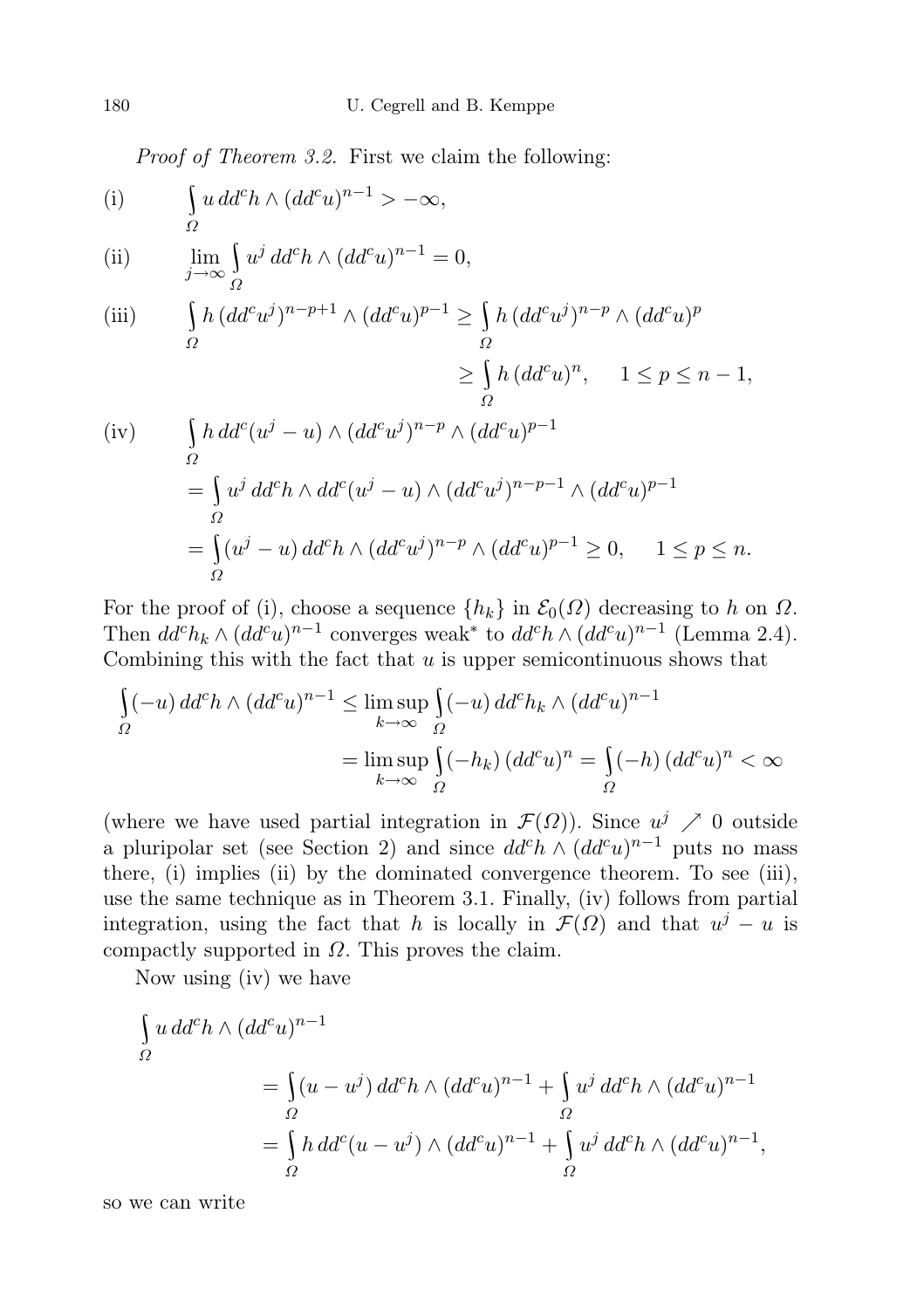*Proof of Theorem 3.2.* First we claim the following:

$$\text{(i)} \qquad \int_\Omega u \, dd^c h \wedge (dd^c u)^{n-1} > -\infty,$$

$$\text{(ii)} \qquad \lim_{j\to\infty} \int_\Omega u^j \, dd^c h \wedge (dd^c u)^{n-1} = 0,$$

$$\text{(iii)} \qquad \int_\Omega h \, (dd^c u^j)^{n-p+1} \wedge (dd^c u)^{p-1} \geq \int_\Omega h \, (dd^c u^j)^{n-p} \wedge (dd^c u)^p \geq \int_\Omega h \, (dd^c u)^n, \quad 1 \leq p \leq n-1,$$

$$\begin{aligned}
\text{(iv)} \qquad & \int_\Omega h \, dd^c(u^j - u) \wedge (dd^c u^j)^{n-p} \wedge (dd^c u)^{p-1} \\
&= \int_\Omega u^j \, dd^c h \wedge dd^c(u^j - u) \wedge (dd^c u^j)^{n-p-1} \wedge (dd^c u)^{p-1} \\
&= \int_\Omega (u^j - u) \, dd^c h \wedge (dd^c u^j)^{n-p} \wedge (dd^c u)^{p-1} \geq 0, \quad 1 \leq p \leq n.
\end{aligned}$$

For the proof of (i), choose a sequence $\{h_k\}$ in $\mathcal{E}_0(\Omega)$ decreasing to $h$ on $\Omega$. Then $dd^c h_k \wedge (dd^c u)^{n-1}$ converges weak$^*$ to $dd^c h \wedge (dd^c u)^{n-1}$ (Lemma 2.4). Combining this with the fact that $u$ is upper semicontinuous shows that

$$\begin{aligned}
\int_\Omega (-u) \, dd^c h \wedge (dd^c u)^{n-1} &\leq \limsup_{k\to\infty} \int_\Omega (-u) \, dd^c h_k \wedge (dd^c u)^{n-1} \\
&= \limsup_{k\to\infty} \int_\Omega (-h_k) \, (dd^c u)^n = \int_\Omega (-h) \, (dd^c u)^n < \infty
\end{aligned}$$

(where we have used partial integration in $\mathcal{F}(\Omega)$). Since $u^j \nearrow 0$ outside a pluripolar set (see Section 2) and since $dd^c h \wedge (dd^c u)^{n-1}$ puts no mass there, (i) implies (ii) by the dominated convergence theorem. To see (iii), use the same technique as in Theorem 3.1. Finally, (iv) follows from partial integration, using the fact that $h$ is locally in $\mathcal{F}(\Omega)$ and that $u^j - u$ is compactly supported in $\Omega$. This proves the claim.

Now using (iv) we have

$$\begin{aligned}
&\int_\Omega u \, dd^c h \wedge (dd^c u)^{n-1} \\
&\qquad = \int_\Omega (u - u^j) \, dd^c h \wedge (dd^c u)^{n-1} + \int_\Omega u^j \, dd^c h \wedge (dd^c u)^{n-1} \\
&\qquad = \int_\Omega h \, dd^c(u - u^j) \wedge (dd^c u)^{n-1} + \int_\Omega u^j \, dd^c h \wedge (dd^c u)^{n-1},
\end{aligned}$$

so we can write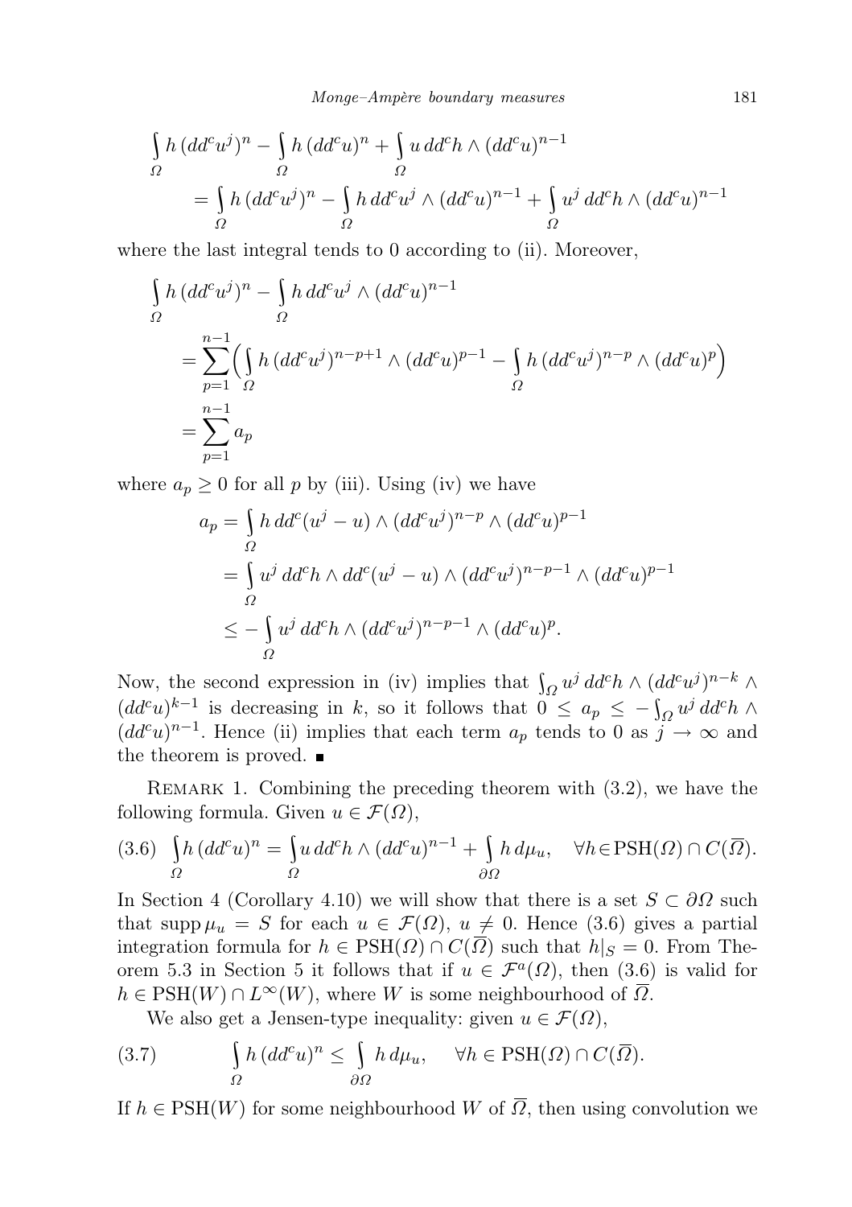$$\int_\Omega h\,(dd^c u^j)^n - \int_\Omega h\,(dd^c u)^n + \int_\Omega u\,dd^c h \wedge (dd^c u)^{n-1}$$
$$= \int_\Omega h\,(dd^c u^j)^n - \int_\Omega h\,dd^c u^j \wedge (dd^c u)^{n-1} + \int_\Omega u^j\,dd^c h \wedge (dd^c u)^{n-1}$$

where the last integral tends to 0 according to (ii). Moreover,

$$\int_\Omega h\,(dd^c u^j)^n - \int_\Omega h\,dd^c u^j \wedge (dd^c u)^{n-1}$$
$$= \sum_{p=1}^{n-1} \Big( \int_\Omega h\,(dd^c u^j)^{n-p+1} \wedge (dd^c u)^{p-1} - \int_\Omega h\,(dd^c u^j)^{n-p} \wedge (dd^c u)^p \Big)$$
$$= \sum_{p=1}^{n-1} a_p$$

where $a_p \geq 0$ for all $p$ by (iii). Using (iv) we have

$$a_p = \int_\Omega h\,dd^c(u^j - u) \wedge (dd^c u^j)^{n-p} \wedge (dd^c u)^{p-1}$$
$$= \int_\Omega u^j\,dd^c h \wedge dd^c(u^j - u) \wedge (dd^c u^j)^{n-p-1} \wedge (dd^c u)^{p-1}$$
$$\leq -\int_\Omega u^j\,dd^c h \wedge (dd^c u^j)^{n-p-1} \wedge (dd^c u)^p.$$

Now, the second expression in (iv) implies that $\int_\Omega u^j\,dd^c h \wedge (dd^c u^j)^{n-k} \wedge (dd^c u)^{k-1}$ is decreasing in $k$, so it follows that $0 \leq a_p \leq -\int_\Omega u^j\,dd^c h \wedge (dd^c u)^{n-1}$. Hence (ii) implies that each term $a_p$ tends to 0 as $j \to \infty$ and the theorem is proved. ∎

Remark 1. Combining the preceding theorem with (3.2), we have the following formula. Given $u \in \mathcal{F}(\Omega)$,

$$\int_\Omega h\,(dd^c u)^n = \int_\Omega u\,dd^c h \wedge (dd^c u)^{n-1} + \int_{\partial\Omega} h\,d\mu_u, \quad \forall h \in \mathrm{PSH}(\Omega) \cap C(\overline{\Omega}). \tag{3.6}$$

In Section 4 (Corollary 4.10) we will show that there is a set $S \subset \partial\Omega$ such that $\operatorname{supp} \mu_u = S$ for each $u \in \mathcal{F}(\Omega)$, $u \neq 0$. Hence (3.6) gives a partial integration formula for $h \in \mathrm{PSH}(\Omega) \cap C(\overline{\Omega})$ such that $h|_S = 0$. From Theorem 5.3 in Section 5 it follows that if $u \in \mathcal{F}^a(\Omega)$, then (3.6) is valid for $h \in \mathrm{PSH}(W) \cap L^\infty(W)$, where $W$ is some neighbourhood of $\overline{\Omega}$.

We also get a Jensen-type inequality: given $u \in \mathcal{F}(\Omega)$,

$$\int_\Omega h\,(dd^c u)^n \leq \int_{\partial\Omega} h\,d\mu_u, \quad \forall h \in \mathrm{PSH}(\Omega) \cap C(\overline{\Omega}). \tag{3.7}$$

If $h \in \mathrm{PSH}(W)$ for some neighbourhood $W$ of $\overline{\Omega}$, then using convolution we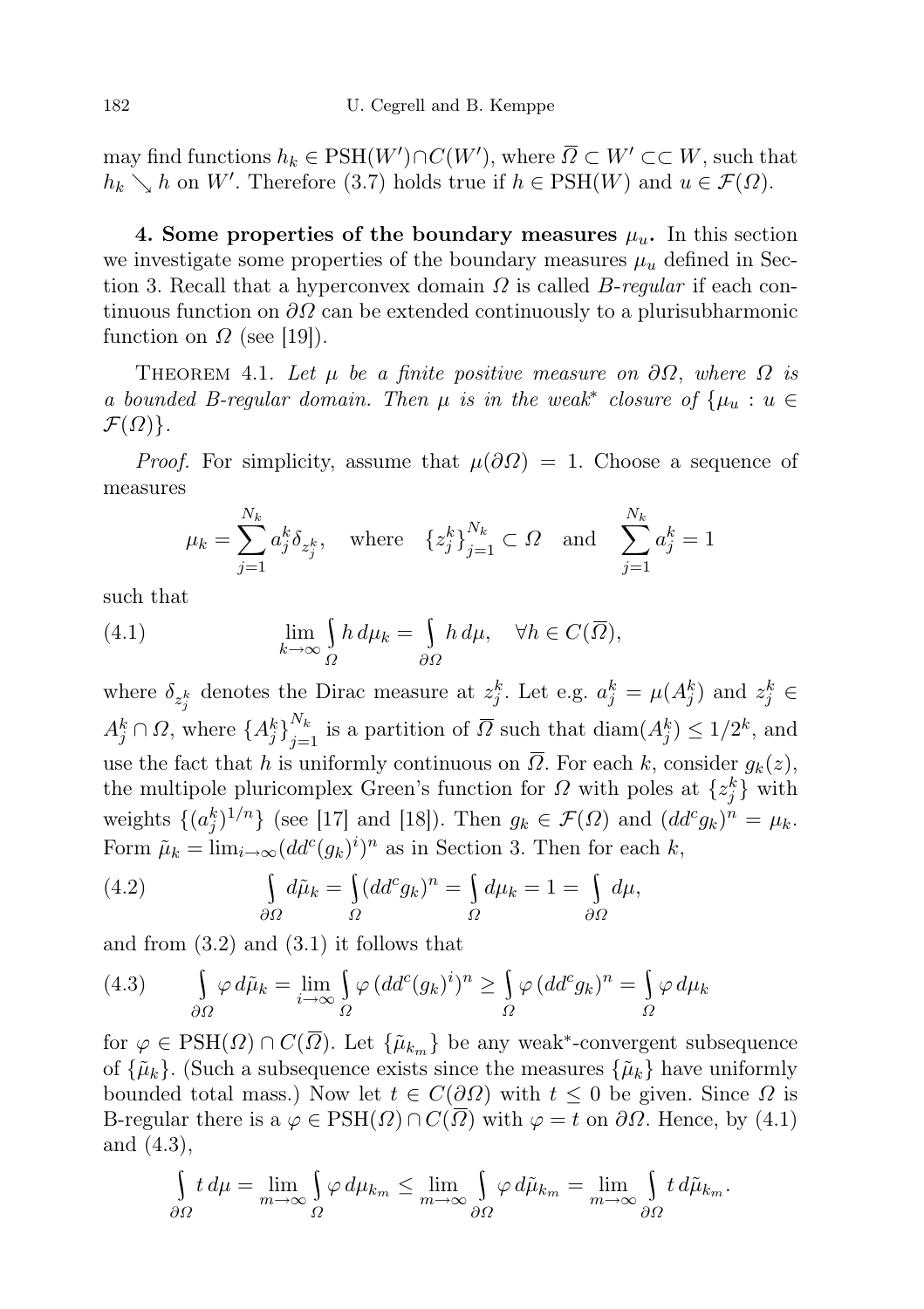may find functions $h_k \in \mathrm{PSH}(W') \cap C(W')$, where $\overline{\Omega} \subset W' \subset\subset W$, such that $h_k \searrow h$ on $W'$. Therefore (3.7) holds true if $h \in \mathrm{PSH}(W)$ and $u \in \mathcal{F}(\Omega)$.

**4. Some properties of the boundary measures $\mu_u$.** In this section we investigate some properties of the boundary measures $\mu_u$ defined in Section 3. Recall that a hyperconvex domain $\Omega$ is called *B-regular* if each continuous function on $\partial\Omega$ can be extended continuously to a plurisubharmonic function on $\Omega$ (see [19]).

THEOREM 4.1. *Let $\mu$ be a finite positive measure on $\partial\Omega$, where $\Omega$ is a bounded B-regular domain. Then $\mu$ is in the weak\* closure of $\{\mu_u : u \in \mathcal{F}(\Omega)\}$.*

*Proof.* For simplicity, assume that $\mu(\partial\Omega) = 1$. Choose a sequence of measures

$$\mu_k = \sum_{j=1}^{N_k} a_j^k \delta_{z_j^k}, \quad \text{where} \quad \{z_j^k\}_{j=1}^{N_k} \subset \Omega \quad \text{and} \quad \sum_{j=1}^{N_k} a_j^k = 1$$

such that

$$\lim_{k\to\infty} \int_{\Omega} h\, d\mu_k = \int_{\partial\Omega} h\, d\mu, \quad \forall h \in C(\overline{\Omega}), \tag{4.1}$$

where $\delta_{z_j^k}$ denotes the Dirac measure at $z_j^k$. Let e.g. $a_j^k = \mu(A_j^k)$ and $z_j^k \in A_j^k \cap \Omega$, where $\{A_j^k\}_{j=1}^{N_k}$ is a partition of $\overline{\Omega}$ such that $\operatorname{diam}(A_j^k) \le 1/2^k$, and use the fact that $h$ is uniformly continuous on $\overline{\Omega}$. For each $k$, consider $g_k(z)$, the multipole pluricomplex Green's function for $\Omega$ with poles at $\{z_j^k\}$ with weights $\{(a_j^k)^{1/n}\}$ (see [17] and [18]). Then $g_k \in \mathcal{F}(\Omega)$ and $(dd^c g_k)^n = \mu_k$. Form $\tilde{\mu}_k = \lim_{i\to\infty} (dd^c (g_k)^i)^n$ as in Section 3. Then for each $k$,

$$\int_{\partial\Omega} d\tilde{\mu}_k = \int_{\Omega} (dd^c g_k)^n = \int_{\Omega} d\mu_k = 1 = \int_{\partial\Omega} d\mu, \tag{4.2}$$

and from (3.2) and (3.1) it follows that

$$\int_{\partial\Omega} \varphi\, d\tilde{\mu}_k = \lim_{i\to\infty} \int_{\Omega} \varphi\, (dd^c (g_k)^i)^n \ge \int_{\Omega} \varphi\, (dd^c g_k)^n = \int_{\Omega} \varphi\, d\mu_k \tag{4.3}$$

for $\varphi \in \mathrm{PSH}(\Omega) \cap C(\overline{\Omega})$. Let $\{\tilde{\mu}_{k_m}\}$ be any weak\*-convergent subsequence of $\{\tilde{\mu}_k\}$. (Such a subsequence exists since the measures $\{\tilde{\mu}_k\}$ have uniformly bounded total mass.) Now let $t \in C(\partial\Omega)$ with $t \le 0$ be given. Since $\Omega$ is B-regular there is a $\varphi \in \mathrm{PSH}(\Omega) \cap C(\overline{\Omega})$ with $\varphi = t$ on $\partial\Omega$. Hence, by (4.1) and (4.3),

$$\int_{\partial\Omega} t\, d\mu = \lim_{m\to\infty} \int_{\Omega} \varphi\, d\mu_{k_m} \le \lim_{m\to\infty} \int_{\partial\Omega} \varphi\, d\tilde{\mu}_{k_m} = \lim_{m\to\infty} \int_{\partial\Omega} t\, d\tilde{\mu}_{k_m}.$$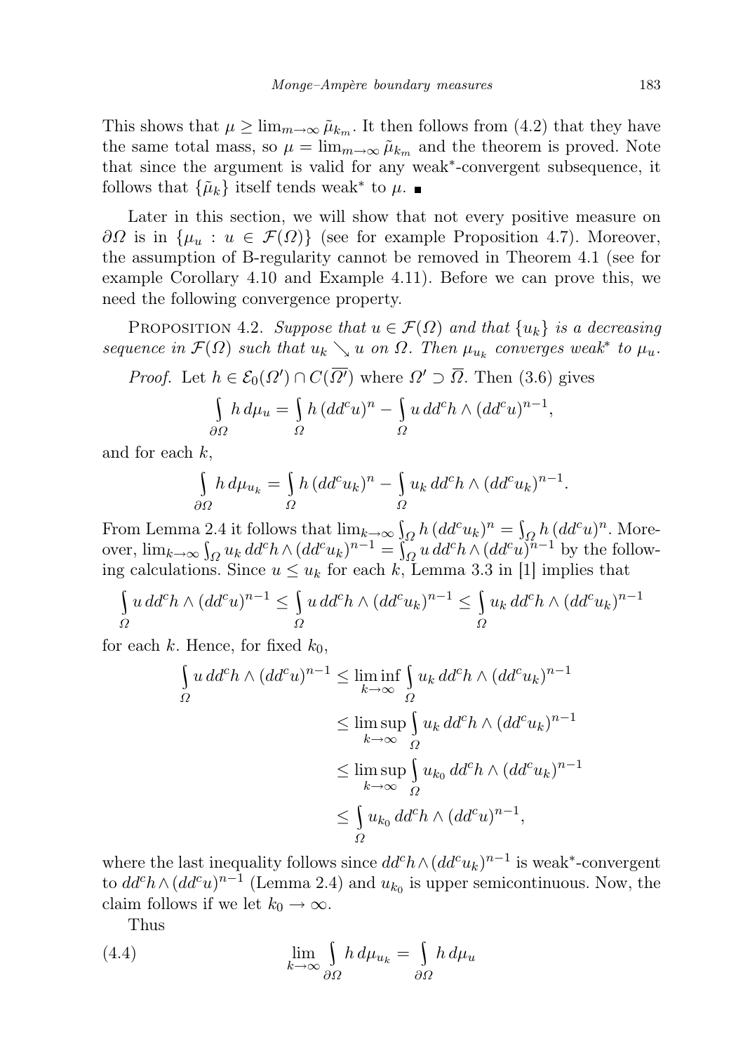This shows that $\mu \geq \lim_{m\to\infty} \tilde{\mu}_{k_m}$. It then follows from (4.2) that they have the same total mass, so $\mu = \lim_{m\to\infty} \tilde{\mu}_{k_m}$ and the theorem is proved. Note that since the argument is valid for any weak*-convergent subsequence, it follows that $\{\tilde{\mu}_k\}$ itself tends weak* to $\mu$. ■

Later in this section, we will show that not every positive measure on $\partial\Omega$ is in $\{\mu_u : u \in \mathcal{F}(\Omega)\}$ (see for example Proposition 4.7). Moreover, the assumption of B-regularity cannot be removed in Theorem 4.1 (see for example Corollary 4.10 and Example 4.11). Before we can prove this, we need the following convergence property.

Proposition 4.2. *Suppose that $u \in \mathcal{F}(\Omega)$ and that $\{u_k\}$ is a decreasing sequence in $\mathcal{F}(\Omega)$ such that $u_k \searrow u$ on $\Omega$. Then $\mu_{u_k}$ converges weak* to $\mu_u$.*

*Proof.* Let $h \in \mathcal{E}_0(\Omega') \cap C(\overline{\Omega'})$ where $\Omega' \supset \overline{\Omega}$. Then (3.6) gives

$$\int_{\partial\Omega} h\, d\mu_u = \int_{\Omega} h\,(dd^c u)^n - \int_{\Omega} u\, dd^c h \wedge (dd^c u)^{n-1},$$

and for each $k$,

$$\int_{\partial\Omega} h\, d\mu_{u_k} = \int_{\Omega} h\,(dd^c u_k)^n - \int_{\Omega} u_k\, dd^c h \wedge (dd^c u_k)^{n-1}.$$

From Lemma 2.4 it follows that $\lim_{k\to\infty} \int_\Omega h\,(dd^c u_k)^n = \int_\Omega h\,(dd^c u)^n$. Moreover, $\lim_{k\to\infty} \int_\Omega u_k\, dd^c h \wedge (dd^c u_k)^{n-1} = \int_\Omega u\, dd^c h \wedge (dd^c u)^{n-1}$ by the following calculations. Since $u \leq u_k$ for each $k$, Lemma 3.3 in [1] implies that

$$\int_{\Omega} u\, dd^c h \wedge (dd^c u)^{n-1} \leq \int_{\Omega} u\, dd^c h \wedge (dd^c u_k)^{n-1} \leq \int_{\Omega} u_k\, dd^c h \wedge (dd^c u_k)^{n-1}$$

for each $k$. Hence, for fixed $k_0$,

$$\begin{aligned}
\int_{\Omega} u\, dd^c h \wedge (dd^c u)^{n-1} &\leq \liminf_{k\to\infty} \int_{\Omega} u_k\, dd^c h \wedge (dd^c u_k)^{n-1} \\
&\leq \limsup_{k\to\infty} \int_{\Omega} u_k\, dd^c h \wedge (dd^c u_k)^{n-1} \\
&\leq \limsup_{k\to\infty} \int_{\Omega} u_{k_0}\, dd^c h \wedge (dd^c u_k)^{n-1} \\
&\leq \int_{\Omega} u_{k_0}\, dd^c h \wedge (dd^c u)^{n-1},
\end{aligned}$$

where the last inequality follows since $dd^c h \wedge (dd^c u_k)^{n-1}$ is weak*-convergent to $dd^c h \wedge (dd^c u)^{n-1}$ (Lemma 2.4) and $u_{k_0}$ is upper semicontinuous. Now, the claim follows if we let $k_0 \to \infty$.

Thus

$$\lim_{k\to\infty} \int_{\partial\Omega} h\, d\mu_{u_k} = \int_{\partial\Omega} h\, d\mu_u \tag{4.4}$$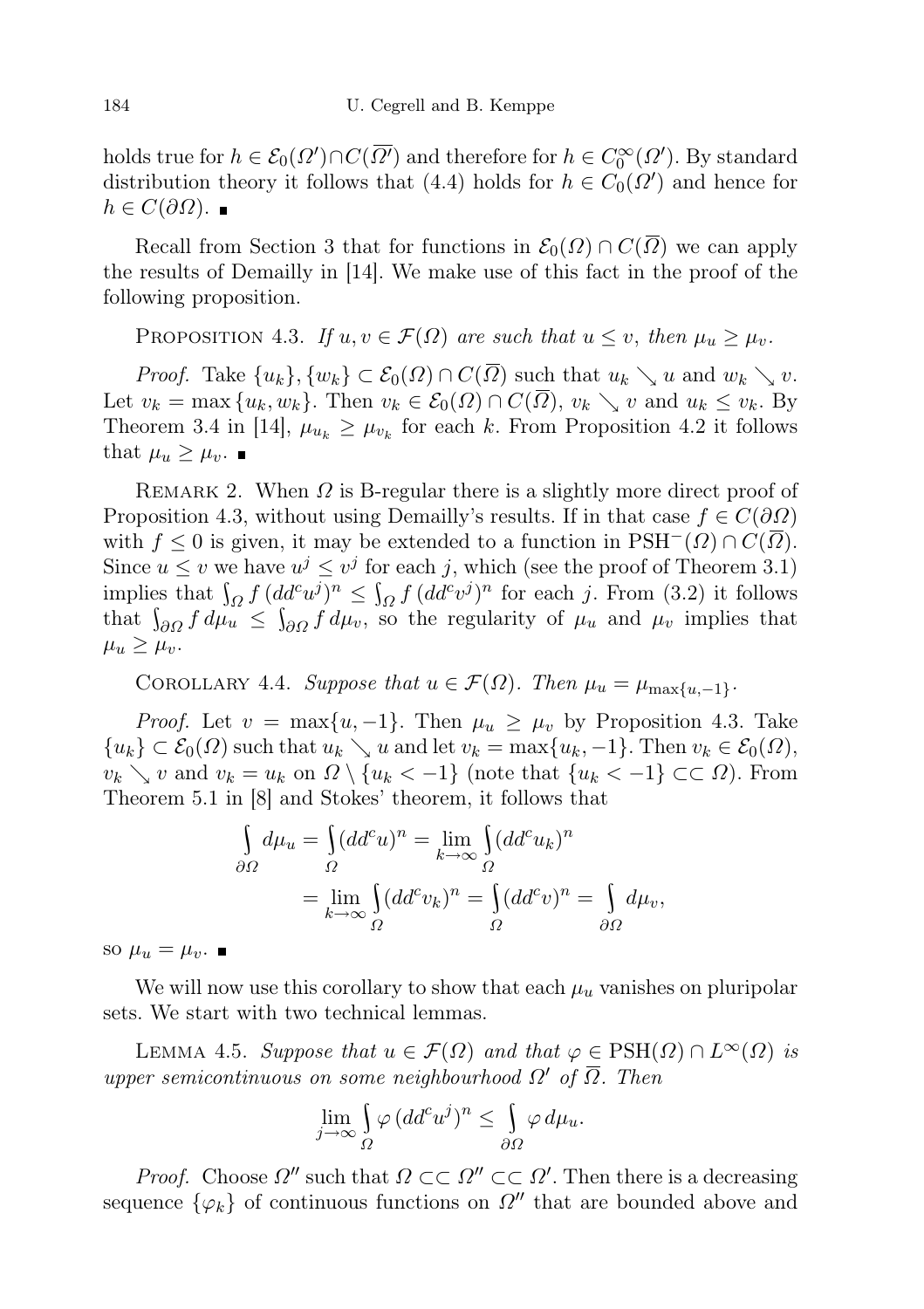holds true for $h \in \mathcal{E}_0(\Omega') \cap C(\overline{\Omega'})$ and therefore for $h \in C_0^\infty(\Omega')$. By standard distribution theory it follows that (4.4) holds for $h \in C_0(\Omega')$ and hence for $h \in C(\partial\Omega)$. ∎

Recall from Section 3 that for functions in $\mathcal{E}_0(\Omega) \cap C(\overline{\Omega})$ we can apply the results of Demailly in [14]. We make use of this fact in the proof of the following proposition.

PROPOSITION 4.3. *If $u, v \in \mathcal{F}(\Omega)$ are such that $u \le v$, then $\mu_u \ge \mu_v$.*

*Proof.* Take $\{u_k\}, \{w_k\} \subset \mathcal{E}_0(\Omega) \cap C(\overline{\Omega})$ such that $u_k \searrow u$ and $w_k \searrow v$. Let $v_k = \max\{u_k, w_k\}$. Then $v_k \in \mathcal{E}_0(\Omega) \cap C(\overline{\Omega})$, $v_k \searrow v$ and $u_k \le v_k$. By Theorem 3.4 in [14], $\mu_{u_k} \ge \mu_{v_k}$ for each $k$. From Proposition 4.2 it follows that $\mu_u \ge \mu_v$. ∎

REMARK 2. When $\Omega$ is B-regular there is a slightly more direct proof of Proposition 4.3, without using Demailly's results. If in that case $f \in C(\partial\Omega)$ with $f \le 0$ is given, it may be extended to a function in $\mathrm{PSH}^-(\Omega) \cap C(\overline{\Omega})$. Since $u \le v$ we have $u^j \le v^j$ for each $j$, which (see the proof of Theorem 3.1) implies that $\int_\Omega f\,(dd^c u^j)^n \le \int_\Omega f\,(dd^c v^j)^n$ for each $j$. From (3.2) it follows that $\int_{\partial\Omega} f\,d\mu_u \le \int_{\partial\Omega} f\,d\mu_v$, so the regularity of $\mu_u$ and $\mu_v$ implies that $\mu_u \ge \mu_v$.

COROLLARY 4.4. *Suppose that $u \in \mathcal{F}(\Omega)$. Then $\mu_u = \mu_{\max\{u,-1\}}$.*

*Proof.* Let $v = \max\{u, -1\}$. Then $\mu_u \ge \mu_v$ by Proposition 4.3. Take $\{u_k\} \subset \mathcal{E}_0(\Omega)$ such that $u_k \searrow u$ and let $v_k = \max\{u_k, -1\}$. Then $v_k \in \mathcal{E}_0(\Omega)$, $v_k \searrow v$ and $v_k = u_k$ on $\Omega \setminus \{u_k < -1\}$ (note that $\{u_k < -1\} \subset\subset \Omega$). From Theorem 5.1 in [8] and Stokes' theorem, it follows that

$$\int_{\partial\Omega} d\mu_u = \int_\Omega (dd^c u)^n = \lim_{k\to\infty} \int_\Omega (dd^c u_k)^n$$
$$= \lim_{k\to\infty} \int_\Omega (dd^c v_k)^n = \int_\Omega (dd^c v)^n = \int_{\partial\Omega} d\mu_v,$$

so $\mu_u = \mu_v$. ∎

We will now use this corollary to show that each $\mu_u$ vanishes on pluripolar sets. We start with two technical lemmas.

LEMMA 4.5. *Suppose that $u \in \mathcal{F}(\Omega)$ and that $\varphi \in \mathrm{PSH}(\Omega) \cap L^\infty(\Omega)$ is upper semicontinuous on some neighbourhood $\Omega'$ of $\overline{\Omega}$. Then*

$$\lim_{j\to\infty} \int_\Omega \varphi\,(dd^c u^j)^n \le \int_{\partial\Omega} \varphi\,d\mu_u.$$

*Proof.* Choose $\Omega''$ such that $\Omega \subset\subset \Omega'' \subset\subset \Omega'$. Then there is a decreasing sequence $\{\varphi_k\}$ of continuous functions on $\Omega''$ that are bounded above and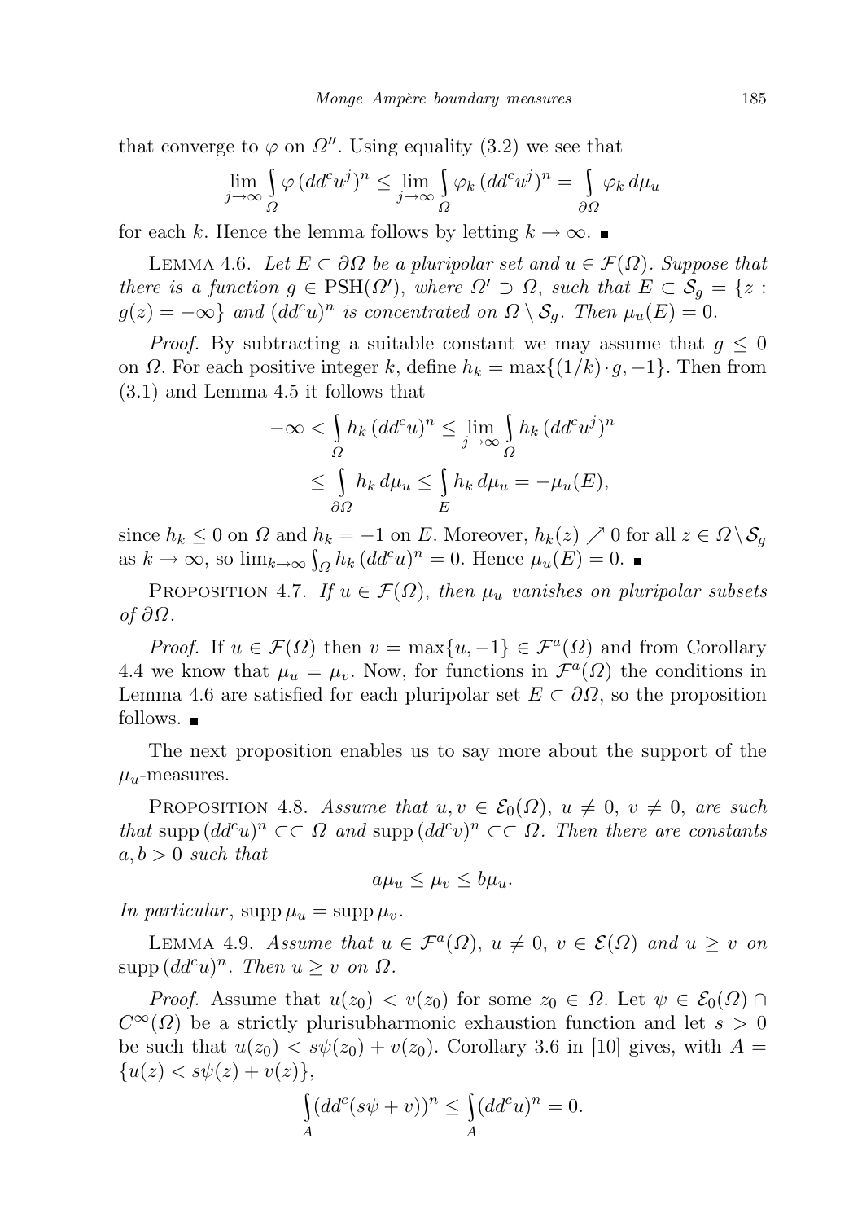that converge to $\varphi$ on $\Omega''$. Using equality (3.2) we see that

$$\lim_{j\to\infty} \int_{\Omega} \varphi\,(dd^c u^j)^n \le \lim_{j\to\infty} \int_{\Omega} \varphi_k\,(dd^c u^j)^n = \int_{\partial\Omega} \varphi_k\,d\mu_u$$

for each $k$. Hence the lemma follows by letting $k \to \infty$. ∎

LEMMA 4.6. *Let $E \subset \partial\Omega$ be a pluripolar set and $u \in \mathcal{F}(\Omega)$. Suppose that there is a function $g \in \mathrm{PSH}(\Omega')$, where $\Omega' \supset \Omega$, such that $E \subset \mathcal{S}_g = \{z : g(z) = -\infty\}$ and $(dd^c u)^n$ is concentrated on $\Omega \setminus \mathcal{S}_g$. Then $\mu_u(E) = 0$.*

*Proof.* By subtracting a suitable constant we may assume that $g \le 0$ on $\overline{\Omega}$. For each positive integer $k$, define $h_k = \max\{(1/k)\cdot g, -1\}$. Then from (3.1) and Lemma 4.5 it follows that

$$\begin{aligned} -\infty < \int_{\Omega} h_k\,(dd^c u)^n &\le \lim_{j\to\infty} \int_{\Omega} h_k\,(dd^c u^j)^n \\ &\le \int_{\partial\Omega} h_k\,d\mu_u \le \int_{E} h_k\,d\mu_u = -\mu_u(E), \end{aligned}$$

since $h_k \le 0$ on $\overline{\Omega}$ and $h_k = -1$ on $E$. Moreover, $h_k(z) \nearrow 0$ for all $z \in \Omega \setminus \mathcal{S}_g$ as $k \to \infty$, so $\lim_{k\to\infty} \int_{\Omega} h_k\,(dd^c u)^n = 0$. Hence $\mu_u(E) = 0$. ∎

PROPOSITION 4.7. *If $u \in \mathcal{F}(\Omega)$, then $\mu_u$ vanishes on pluripolar subsets of $\partial\Omega$.*

*Proof.* If $u \in \mathcal{F}(\Omega)$ then $v = \max\{u, -1\} \in \mathcal{F}^a(\Omega)$ and from Corollary 4.4 we know that $\mu_u = \mu_v$. Now, for functions in $\mathcal{F}^a(\Omega)$ the conditions in Lemma 4.6 are satisfied for each pluripolar set $E \subset \partial\Omega$, so the proposition follows. ∎

The next proposition enables us to say more about the support of the $\mu_u$-measures.

PROPOSITION 4.8. *Assume that $u, v \in \mathcal{E}_0(\Omega)$, $u \ne 0$, $v \ne 0$, are such that* $\operatorname{supp}(dd^c u)^n \subset\subset \Omega$ *and* $\operatorname{supp}(dd^c v)^n \subset\subset \Omega$. *Then there are constants $a, b > 0$ such that*

$$a\mu_u \le \mu_v \le b\mu_u.$$

*In particular*, $\operatorname{supp}\mu_u = \operatorname{supp}\mu_v$.

LEMMA 4.9. *Assume that $u \in \mathcal{F}^a(\Omega)$, $u \ne 0$, $v \in \mathcal{E}(\Omega)$ and $u \ge v$ on* $\operatorname{supp}(dd^c u)^n$. *Then $u \ge v$ on $\Omega$.*

*Proof.* Assume that $u(z_0) < v(z_0)$ for some $z_0 \in \Omega$. Let $\psi \in \mathcal{E}_0(\Omega) \cap C^\infty(\Omega)$ be a strictly plurisubharmonic exhaustion function and let $s > 0$ be such that $u(z_0) < s\psi(z_0) + v(z_0)$. Corollary 3.6 in [10] gives, with $A = \{u(z) < s\psi(z) + v(z)\}$,

$$\int_{A} (dd^c(s\psi + v))^n \le \int_{A} (dd^c u)^n = 0.$$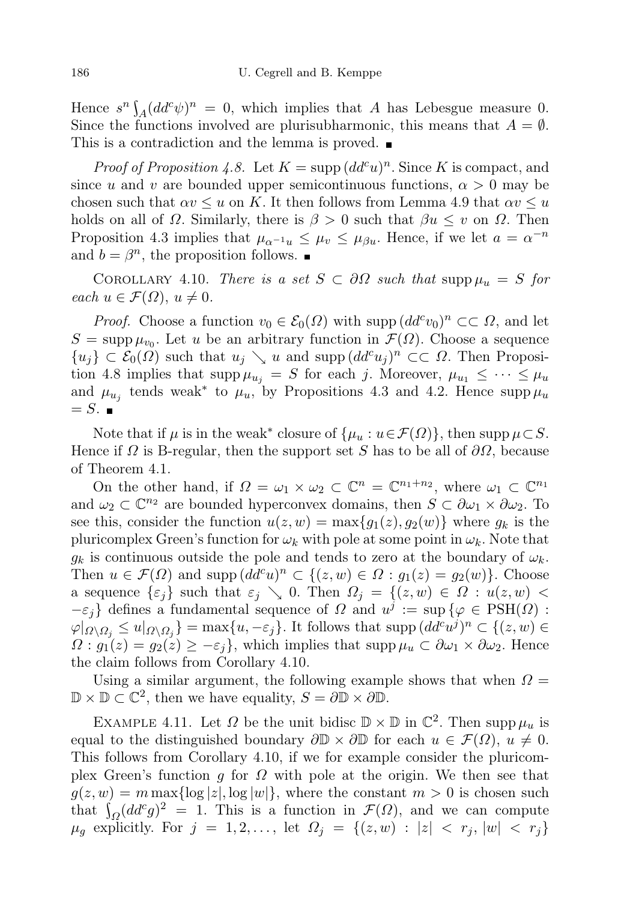Hence $s^n \int_A (dd^c\psi)^n = 0$, which implies that $A$ has Lebesgue measure 0. Since the functions involved are plurisubharmonic, this means that $A = \emptyset$. This is a contradiction and the lemma is proved. ∎

*Proof of Proposition 4.8.* Let $K = \operatorname{supp}(dd^c u)^n$. Since $K$ is compact, and since $u$ and $v$ are bounded upper semicontinuous functions, $\alpha > 0$ may be chosen such that $\alpha v \le u$ on $K$. It then follows from Lemma 4.9 that $\alpha v \le u$ holds on all of $\Omega$. Similarly, there is $\beta > 0$ such that $\beta u \le v$ on $\Omega$. Then Proposition 4.3 implies that $\mu_{\alpha^{-1}u} \le \mu_v \le \mu_{\beta u}$. Hence, if we let $a = \alpha^{-n}$ and $b = \beta^n$, the proposition follows. ∎

COROLLARY 4.10. *There is a set $S \subset \partial\Omega$ such that* $\operatorname{supp}\mu_u = S$ *for each* $u \in \mathcal{F}(\Omega)$, $u \neq 0$.

*Proof.* Choose a function $v_0 \in \mathcal{E}_0(\Omega)$ with $\operatorname{supp}(dd^c v_0)^n \subset\subset \Omega$, and let $S = \operatorname{supp}\mu_{v_0}$. Let $u$ be an arbitrary function in $\mathcal{F}(\Omega)$. Choose a sequence $\{u_j\} \subset \mathcal{E}_0(\Omega)$ such that $u_j \searrow u$ and $\operatorname{supp}(dd^c u_j)^n \subset\subset \Omega$. Then Proposition 4.8 implies that $\operatorname{supp}\mu_{u_j} = S$ for each $j$. Moreover, $\mu_{u_1} \le \cdots \le \mu_u$ and $\mu_{u_j}$ tends weak* to $\mu_u$, by Propositions 4.3 and 4.2. Hence $\operatorname{supp}\mu_u = S$. ∎

Note that if $\mu$ is in the weak* closure of $\{\mu_u : u \in \mathcal{F}(\Omega)\}$, then $\operatorname{supp}\mu \subset S$. Hence if $\Omega$ is B-regular, then the support set $S$ has to be all of $\partial\Omega$, because of Theorem 4.1.

On the other hand, if $\Omega = \omega_1 \times \omega_2 \subset \mathbb{C}^n = \mathbb{C}^{n_1+n_2}$, where $\omega_1 \subset \mathbb{C}^{n_1}$ and $\omega_2 \subset \mathbb{C}^{n_2}$ are bounded hyperconvex domains, then $S \subset \partial\omega_1 \times \partial\omega_2$. To see this, consider the function $u(z,w) = \max\{g_1(z), g_2(w)\}$ where $g_k$ is the pluricomplex Green's function for $\omega_k$ with pole at some point in $\omega_k$. Note that $g_k$ is continuous outside the pole and tends to zero at the boundary of $\omega_k$. Then $u \in \mathcal{F}(\Omega)$ and $\operatorname{supp}(dd^c u)^n \subset \{(z,w) \in \Omega : g_1(z) = g_2(w)\}$. Choose a sequence $\{\varepsilon_j\}$ such that $\varepsilon_j \searrow 0$. Then $\Omega_j = \{(z,w) \in \Omega : u(z,w) < -\varepsilon_j\}$ defines a fundamental sequence of $\Omega$ and $u^j := \sup\{\varphi \in \mathrm{PSH}(\Omega) : \varphi|_{\Omega\setminus\Omega_j} \le u|_{\Omega\setminus\Omega_j}\} = \max\{u, -\varepsilon_j\}$. It follows that $\operatorname{supp}(dd^c u^j)^n \subset \{(z,w) \in \Omega : g_1(z) = g_2(z) \ge -\varepsilon_j\}$, which implies that $\operatorname{supp}\mu_u \subset \partial\omega_1 \times \partial\omega_2$. Hence the claim follows from Corollary 4.10.

Using a similar argument, the following example shows that when $\Omega = \mathbb{D} \times \mathbb{D} \subset \mathbb{C}^2$, then we have equality, $S = \partial\mathbb{D} \times \partial\mathbb{D}$.

EXAMPLE 4.11. Let $\Omega$ be the unit bidisc $\mathbb{D} \times \mathbb{D}$ in $\mathbb{C}^2$. Then $\operatorname{supp}\mu_u$ is equal to the distinguished boundary $\partial\mathbb{D} \times \partial\mathbb{D}$ for each $u \in \mathcal{F}(\Omega)$, $u \neq 0$. This follows from Corollary 4.10, if we for example consider the pluricomplex Green's function $g$ for $\Omega$ with pole at the origin. We then see that $g(z,w) = m\max\{\log|z|, \log|w|\}$, where the constant $m > 0$ is chosen such that $\int_\Omega (dd^c g)^2 = 1$. This is a function in $\mathcal{F}(\Omega)$, and we can compute $\mu_g$ explicitly. For $j = 1, 2, \ldots$, let $\Omega_j = \{(z,w) : |z| < r_j, |w| < r_j\}$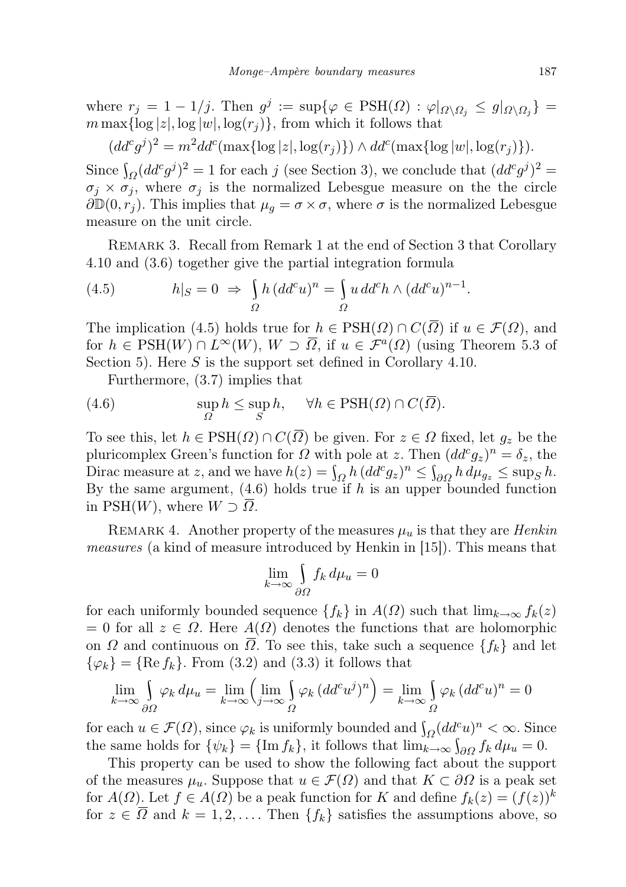where $r_j = 1 - 1/j$. Then $g^j := \sup\{\varphi \in \mathrm{PSH}(\Omega) : \varphi|_{\Omega\setminus\Omega_j} \le g|_{\Omega\setminus\Omega_j}\} = m\max\{\log|z|, \log|w|, \log(r_j)\}$, from which it follows that

$$(dd^c g^j)^2 = m^2 dd^c(\max\{\log|z|, \log(r_j)\}) \wedge dd^c(\max\{\log|w|, \log(r_j)\}).$$

Since $\int_\Omega (dd^c g^j)^2 = 1$ for each $j$ (see Section 3), we conclude that $(dd^c g^j)^2 = \sigma_j \times \sigma_j$, where $\sigma_j$ is the normalized Lebesgue measure on the the circle $\partial\mathbb{D}(0, r_j)$. This implies that $\mu_g = \sigma \times \sigma$, where $\sigma$ is the normalized Lebesgue measure on the unit circle.

Remark 3. Recall from Remark 1 at the end of Section 3 that Corollary 4.10 and (3.6) together give the partial integration formula

$$h|_S = 0 \;\Rightarrow\; \int_\Omega h\,(dd^c u)^n = \int_\Omega u\, dd^c h \wedge (dd^c u)^{n-1}. \tag{4.5}$$

The implication (4.5) holds true for $h \in \mathrm{PSH}(\Omega) \cap C(\overline{\Omega})$ if $u \in \mathcal{F}(\Omega)$, and for $h \in \mathrm{PSH}(W) \cap L^\infty(W)$, $W \supset \overline{\Omega}$, if $u \in \mathcal{F}^a(\Omega)$ (using Theorem 5.3 of Section 5). Here $S$ is the support set defined in Corollary 4.10.

Furthermore, (3.7) implies that

$$\sup_\Omega h \le \sup_S h, \qquad \forall h \in \mathrm{PSH}(\Omega) \cap C(\overline{\Omega}). \tag{4.6}$$

To see this, let $h \in \mathrm{PSH}(\Omega) \cap C(\overline{\Omega})$ be given. For $z \in \Omega$ fixed, let $g_z$ be the pluricomplex Green's function for $\Omega$ with pole at $z$. Then $(dd^c g_z)^n = \delta_z$, the Dirac measure at $z$, and we have $h(z) = \int_\Omega h\,(dd^c g_z)^n \le \int_{\partial\Omega} h\, d\mu_{g_z} \le \sup_S h$. By the same argument, (4.6) holds true if $h$ is an upper bounded function in $\mathrm{PSH}(W)$, where $W \supset \overline{\Omega}$.

Remark 4. Another property of the measures $\mu_u$ is that they are *Henkin measures* (a kind of measure introduced by Henkin in [15]). This means that

$$\lim_{k\to\infty} \int_{\partial\Omega} f_k\, d\mu_u = 0$$

for each uniformly bounded sequence $\{f_k\}$ in $A(\Omega)$ such that $\lim_{k\to\infty} f_k(z) = 0$ for all $z \in \Omega$. Here $A(\Omega)$ denotes the functions that are holomorphic on $\Omega$ and continuous on $\overline{\Omega}$. To see this, take such a sequence $\{f_k\}$ and let $\{\varphi_k\} = \{\mathrm{Re}\, f_k\}$. From (3.2) and (3.3) it follows that

$$\lim_{k\to\infty} \int_{\partial\Omega} \varphi_k\, d\mu_u = \lim_{k\to\infty}\Big(\lim_{j\to\infty} \int_\Omega \varphi_k\,(dd^c u^j)^n\Big) = \lim_{k\to\infty} \int_\Omega \varphi_k\,(dd^c u)^n = 0$$

for each $u \in \mathcal{F}(\Omega)$, since $\varphi_k$ is uniformly bounded and $\int_\Omega (dd^c u)^n < \infty$. Since the same holds for $\{\psi_k\} = \{\mathrm{Im}\, f_k\}$, it follows that $\lim_{k\to\infty} \int_{\partial\Omega} f_k\, d\mu_u = 0$.

This property can be used to show the following fact about the support of the measures $\mu_u$. Suppose that $u \in \mathcal{F}(\Omega)$ and that $K \subset \partial\Omega$ is a peak set for $A(\Omega)$. Let $f \in A(\Omega)$ be a peak function for $K$ and define $f_k(z) = (f(z))^k$ for $z \in \overline{\Omega}$ and $k = 1, 2, \ldots$. Then $\{f_k\}$ satisfies the assumptions above, so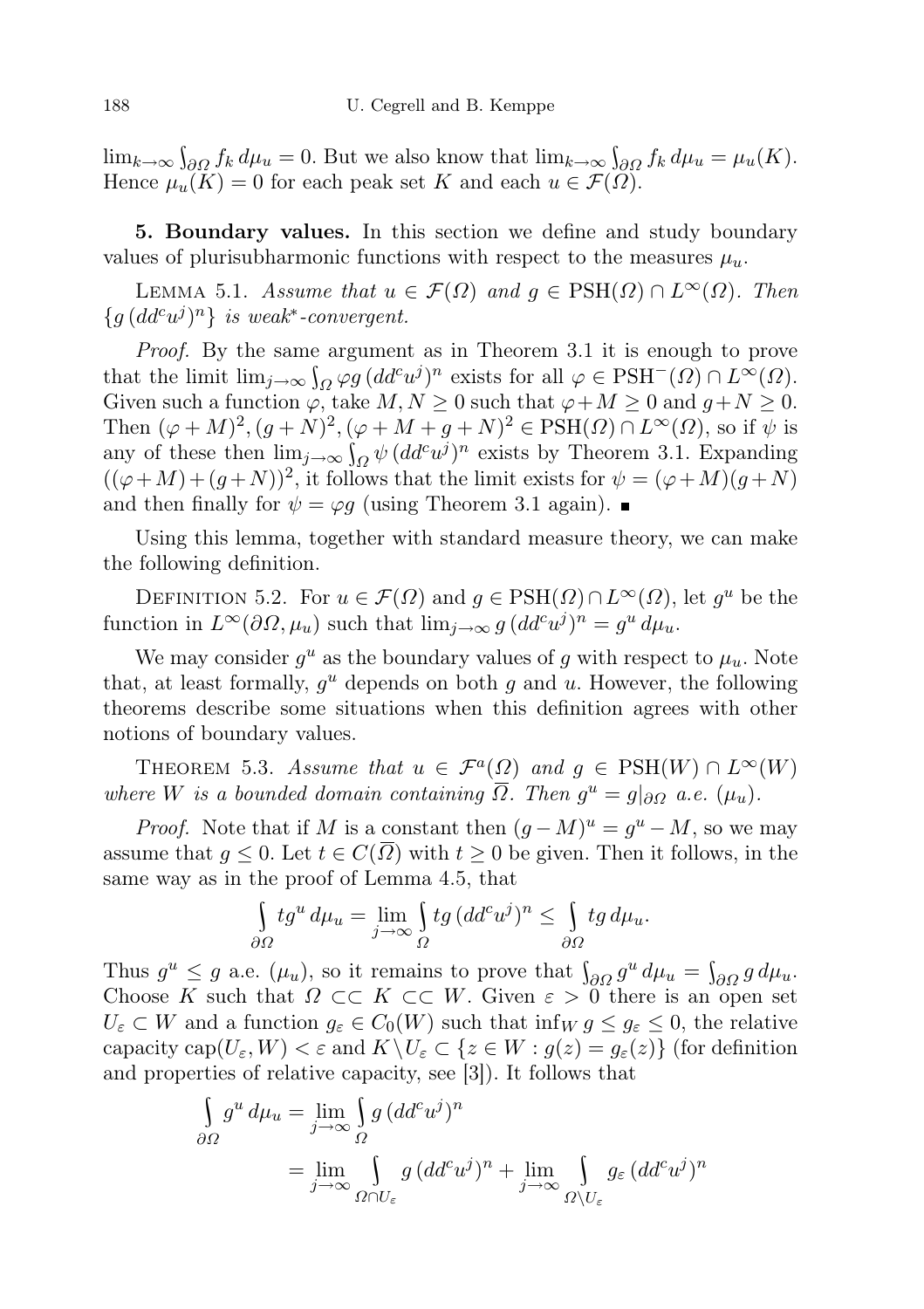$\lim_{k\to\infty}\int_{\partial\Omega} f_k\, d\mu_u = 0$. But we also know that $\lim_{k\to\infty}\int_{\partial\Omega} f_k\, d\mu_u = \mu_u(K)$. Hence $\mu_u(K) = 0$ for each peak set $K$ and each $u \in \mathcal{F}(\Omega)$.

**5. Boundary values.** In this section we define and study boundary values of plurisubharmonic functions with respect to the measures $\mu_u$.

LEMMA 5.1. *Assume that $u \in \mathcal{F}(\Omega)$ and $g \in \mathrm{PSH}(\Omega) \cap L^\infty(\Omega)$. Then $\{g\,(dd^c u^j)^n\}$ is weak\*-convergent.*

*Proof.* By the same argument as in Theorem 3.1 it is enough to prove that the limit $\lim_{j\to\infty}\int_\Omega \varphi g\,(dd^c u^j)^n$ exists for all $\varphi \in \mathrm{PSH}^-(\Omega) \cap L^\infty(\Omega)$. Given such a function $\varphi$, take $M, N \geq 0$ such that $\varphi + M \geq 0$ and $g + N \geq 0$. Then $(\varphi+M)^2, (g+N)^2, (\varphi+M+g+N)^2 \in \mathrm{PSH}(\Omega) \cap L^\infty(\Omega)$, so if $\psi$ is any of these then $\lim_{j\to\infty}\int_\Omega \psi\,(dd^c u^j)^n$ exists by Theorem 3.1. Expanding $((\varphi+M)+(g+N))^2$, it follows that the limit exists for $\psi = (\varphi+M)(g+N)$ and then finally for $\psi = \varphi g$ (using Theorem 3.1 again). ∎

Using this lemma, together with standard measure theory, we can make the following definition.

DEFINITION 5.2. For $u \in \mathcal{F}(\Omega)$ and $g \in \mathrm{PSH}(\Omega) \cap L^\infty(\Omega)$, let $g^u$ be the function in $L^\infty(\partial\Omega, \mu_u)$ such that $\lim_{j\to\infty} g\,(dd^c u^j)^n = g^u\, d\mu_u$.

We may consider $g^u$ as the boundary values of $g$ with respect to $\mu_u$. Note that, at least formally, $g^u$ depends on both $g$ and $u$. However, the following theorems describe some situations when this definition agrees with other notions of boundary values.

THEOREM 5.3. *Assume that $u \in \mathcal{F}^a(\Omega)$ and $g \in \mathrm{PSH}(W) \cap L^\infty(W)$ where $W$ is a bounded domain containing $\overline{\Omega}$. Then $g^u = g|_{\partial\Omega}$ a.e. $(\mu_u)$.*

*Proof.* Note that if $M$ is a constant then $(g-M)^u = g^u - M$, so we may assume that $g \leq 0$. Let $t \in C(\overline{\Omega})$ with $t \geq 0$ be given. Then it follows, in the same way as in the proof of Lemma 4.5, that

$$\int_{\partial\Omega} t g^u\, d\mu_u = \lim_{j\to\infty}\int_\Omega t g\,(dd^c u^j)^n \leq \int_{\partial\Omega} t g\, d\mu_u.$$

Thus $g^u \leq g$ a.e. $(\mu_u)$, so it remains to prove that $\int_{\partial\Omega} g^u\, d\mu_u = \int_{\partial\Omega} g\, d\mu_u$. Choose $K$ such that $\Omega \subset\subset K \subset\subset W$. Given $\varepsilon > 0$ there is an open set $U_\varepsilon \subset W$ and a function $g_\varepsilon \in C_0(W)$ such that $\inf_W g \leq g_\varepsilon \leq 0$, the relative capacity $\mathrm{cap}(U_\varepsilon, W) < \varepsilon$ and $K \setminus U_\varepsilon \subset \{z \in W : g(z) = g_\varepsilon(z)\}$ (for definition and properties of relative capacity, see [3]). It follows that

$$\begin{aligned}
\int_{\partial\Omega} g^u\, d\mu_u &= \lim_{j\to\infty}\int_\Omega g\,(dd^c u^j)^n \\
&= \lim_{j\to\infty}\int_{\Omega\cap U_\varepsilon} g\,(dd^c u^j)^n + \lim_{j\to\infty}\int_{\Omega\setminus U_\varepsilon} g_\varepsilon\,(dd^c u^j)^n
\end{aligned}$$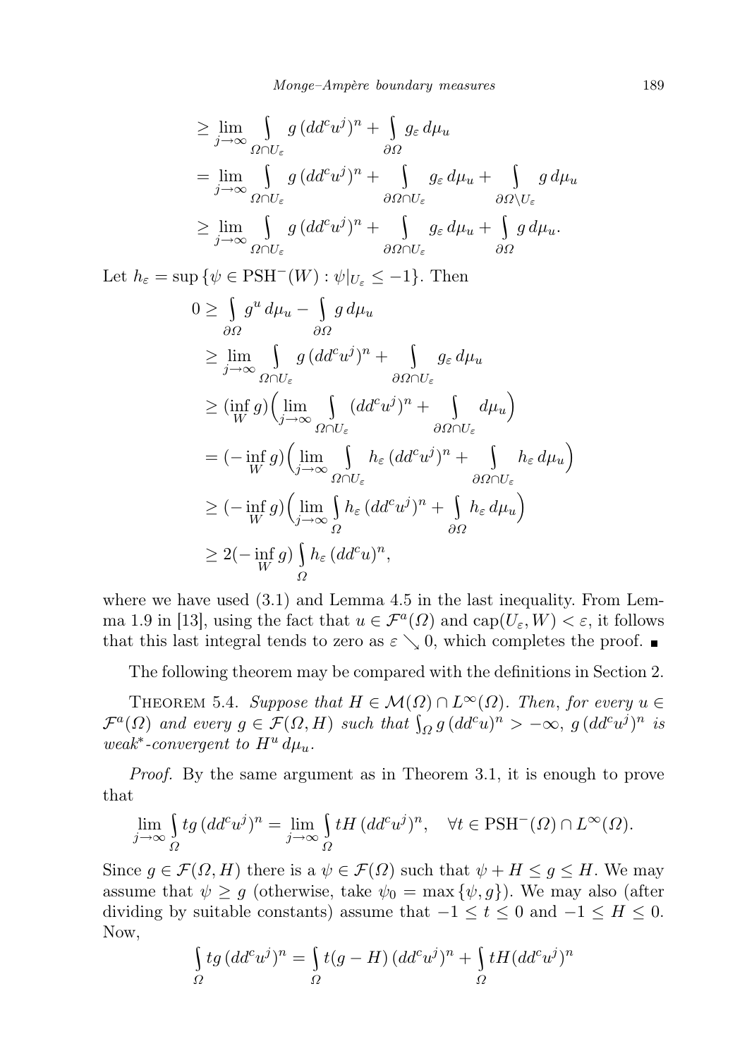$$
\begin{aligned}
&\geq \lim_{j\to\infty} \int\limits_{\Omega\cap U_\varepsilon} g\,(dd^c u^j)^n + \int\limits_{\partial\Omega} g_\varepsilon \, d\mu_u \\
&= \lim_{j\to\infty} \int\limits_{\Omega\cap U_\varepsilon} g\,(dd^c u^j)^n + \int\limits_{\partial\Omega\cap U_\varepsilon} g_\varepsilon \, d\mu_u + \int\limits_{\partial\Omega\setminus U_\varepsilon} g \, d\mu_u \\
&\geq \lim_{j\to\infty} \int\limits_{\Omega\cap U_\varepsilon} g\,(dd^c u^j)^n + \int\limits_{\partial\Omega\cap U_\varepsilon} g_\varepsilon \, d\mu_u + \int\limits_{\partial\Omega} g \, d\mu_u.
\end{aligned}
$$

Let $h_\varepsilon = \sup\{\psi \in \mathrm{PSH}^-(W) : \psi|_{U_\varepsilon} \leq -1\}$. Then

$$
\begin{aligned}
0 &\geq \int\limits_{\partial\Omega} g^u \, d\mu_u - \int\limits_{\partial\Omega} g \, d\mu_u \\
&\geq \lim_{j\to\infty} \int\limits_{\Omega\cap U_\varepsilon} g\,(dd^c u^j)^n + \int\limits_{\partial\Omega\cap U_\varepsilon} g_\varepsilon \, d\mu_u \\
&\geq (\inf_W g)\Big(\lim_{j\to\infty} \int\limits_{\Omega\cap U_\varepsilon} (dd^c u^j)^n + \int\limits_{\partial\Omega\cap U_\varepsilon} d\mu_u\Big) \\
&= (-\inf_W g)\Big(\lim_{j\to\infty} \int\limits_{\Omega\cap U_\varepsilon} h_\varepsilon\,(dd^c u^j)^n + \int\limits_{\partial\Omega\cap U_\varepsilon} h_\varepsilon \, d\mu_u\Big) \\
&\geq (-\inf_W g)\Big(\lim_{j\to\infty} \int\limits_{\Omega} h_\varepsilon\,(dd^c u^j)^n + \int\limits_{\partial\Omega} h_\varepsilon \, d\mu_u\Big) \\
&\geq 2(-\inf_W g) \int\limits_{\Omega} h_\varepsilon\,(dd^c u)^n,
\end{aligned}
$$

where we have used (3.1) and Lemma 4.5 in the last inequality. From Lemma 1.9 in [13], using the fact that $u \in \mathcal{F}^a(\Omega)$ and $\mathrm{cap}(U_\varepsilon, W) < \varepsilon$, it follows that this last integral tends to zero as $\varepsilon \searrow 0$, which completes the proof. ∎

The following theorem may be compared with the definitions in Section 2.

**Theorem 5.4.** *Suppose that $H \in \mathcal{M}(\Omega) \cap L^\infty(\Omega)$. Then, for every $u \in \mathcal{F}^a(\Omega)$ and every $g \in \mathcal{F}(\Omega, H)$ such that $\int_\Omega g\,(dd^c u)^n > -\infty$, $g\,(dd^c u^j)^n$ is weak\*-convergent to $H^u\, d\mu_u$.*

*Proof.* By the same argument as in Theorem 3.1, it is enough to prove that

$$
\lim_{j\to\infty} \int\limits_{\Omega} tg\,(dd^c u^j)^n = \lim_{j\to\infty} \int\limits_{\Omega} tH\,(dd^c u^j)^n, \quad \forall t \in \mathrm{PSH}^-(\Omega) \cap L^\infty(\Omega).
$$

Since $g \in \mathcal{F}(\Omega, H)$ there is a $\psi \in \mathcal{F}(\Omega)$ such that $\psi + H \leq g \leq H$. We may assume that $\psi \geq g$ (otherwise, take $\psi_0 = \max\{\psi, g\}$). We may also (after dividing by suitable constants) assume that $-1 \leq t \leq 0$ and $-1 \leq H \leq 0$. Now,

$$
\int\limits_{\Omega} tg\,(dd^c u^j)^n = \int\limits_{\Omega} t(g - H)\,(dd^c u^j)^n + \int\limits_{\Omega} tH (dd^c u^j)^n
$$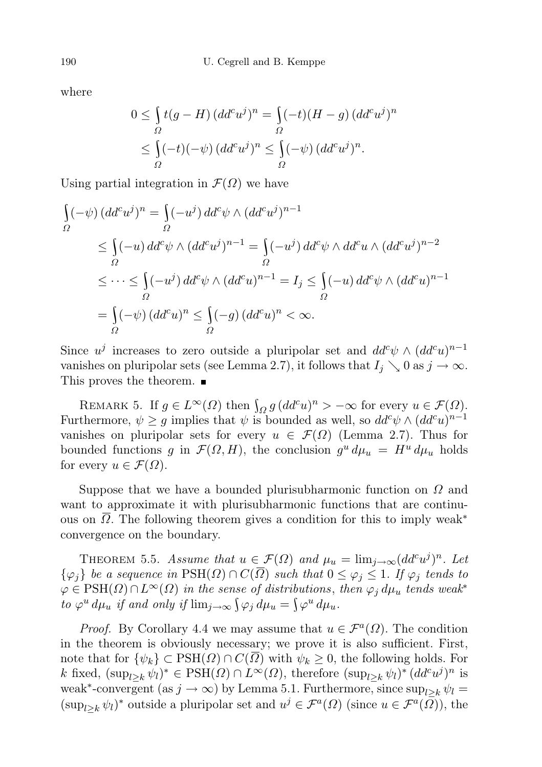where

$$0 \le \int_\Omega t(g-H)\,(dd^c u^j)^n = \int_\Omega (-t)(H-g)\,(dd^c u^j)^n$$
$$\le \int_\Omega (-t)(-\psi)\,(dd^c u^j)^n \le \int_\Omega (-\psi)\,(dd^c u^j)^n.$$

Using partial integration in $\mathcal{F}(\Omega)$ we have

$$\int_\Omega (-\psi)\,(dd^c u^j)^n = \int_\Omega (-u^j)\,dd^c\psi \wedge (dd^c u^j)^{n-1}$$
$$\le \int_\Omega (-u)\,dd^c\psi \wedge (dd^c u^j)^{n-1} = \int_\Omega (-u^j)\,dd^c\psi \wedge dd^c u \wedge (dd^c u^j)^{n-2}$$
$$\le \cdots \le \int_\Omega (-u^j)\,dd^c\psi \wedge (dd^c u)^{n-1} = I_j \le \int_\Omega (-u)\,dd^c\psi \wedge (dd^c u)^{n-1}$$
$$= \int_\Omega (-\psi)\,(dd^c u)^n \le \int_\Omega (-g)\,(dd^c u)^n < \infty.$$

Since $u^j$ increases to zero outside a pluripolar set and $dd^c\psi \wedge (dd^c u)^{n-1}$ vanishes on pluripolar sets (see Lemma 2.7), it follows that $I_j \searrow 0$ as $j \to \infty$. This proves the theorem. ■

Remark 5. If $g \in L^\infty(\Omega)$ then $\int_\Omega g\,(dd^c u)^n > -\infty$ for every $u \in \mathcal{F}(\Omega)$. Furthermore, $\psi \ge g$ implies that $\psi$ is bounded as well, so $dd^c\psi \wedge (dd^c u)^{n-1}$ vanishes on pluripolar sets for every $u \in \mathcal{F}(\Omega)$ (Lemma 2.7). Thus for bounded functions $g$ in $\mathcal{F}(\Omega, H)$, the conclusion $g^u\,d\mu_u = H^u\,d\mu_u$ holds for every $u \in \mathcal{F}(\Omega)$.

Suppose that we have a bounded plurisubharmonic function on $\Omega$ and want to approximate it with plurisubharmonic functions that are continuous on $\overline{\Omega}$. The following theorem gives a condition for this to imply weak* convergence on the boundary.

Theorem 5.5. *Assume that $u \in \mathcal{F}(\Omega)$ and $\mu_u = \lim_{j\to\infty}(dd^c u^j)^n$. Let $\{\varphi_j\}$ be a sequence in $\mathrm{PSH}(\Omega) \cap C(\overline{\Omega})$ such that $0 \le \varphi_j \le 1$. If $\varphi_j$ tends to $\varphi \in \mathrm{PSH}(\Omega) \cap L^\infty(\Omega)$ in the sense of distributions, then $\varphi_j\,d\mu_u$ tends weak\* to $\varphi^u\,d\mu_u$ if and only if $\lim_{j\to\infty}\int \varphi_j\,d\mu_u = \int \varphi^u\,d\mu_u$.*

*Proof.* By Corollary 4.4 we may assume that $u \in \mathcal{F}^a(\Omega)$. The condition in the theorem is obviously necessary; we prove it is also sufficient. First, note that for $\{\psi_k\} \subset \mathrm{PSH}(\Omega) \cap C(\overline{\Omega})$ with $\psi_k \ge 0$, the following holds. For $k$ fixed, $(\sup_{l\ge k}\psi_l)^* \in \mathrm{PSH}(\Omega) \cap L^\infty(\Omega)$, therefore $(\sup_{l\ge k}\psi_l)^*\,(dd^c u^j)^n$ is weak\*-convergent (as $j \to \infty$) by Lemma 5.1. Furthermore, since $\sup_{l\ge k}\psi_l = (\sup_{l\ge k}\psi_l)^*$ outside a pluripolar set and $u^j \in \mathcal{F}^a(\Omega)$ (since $u \in \mathcal{F}^a(\Omega)$), the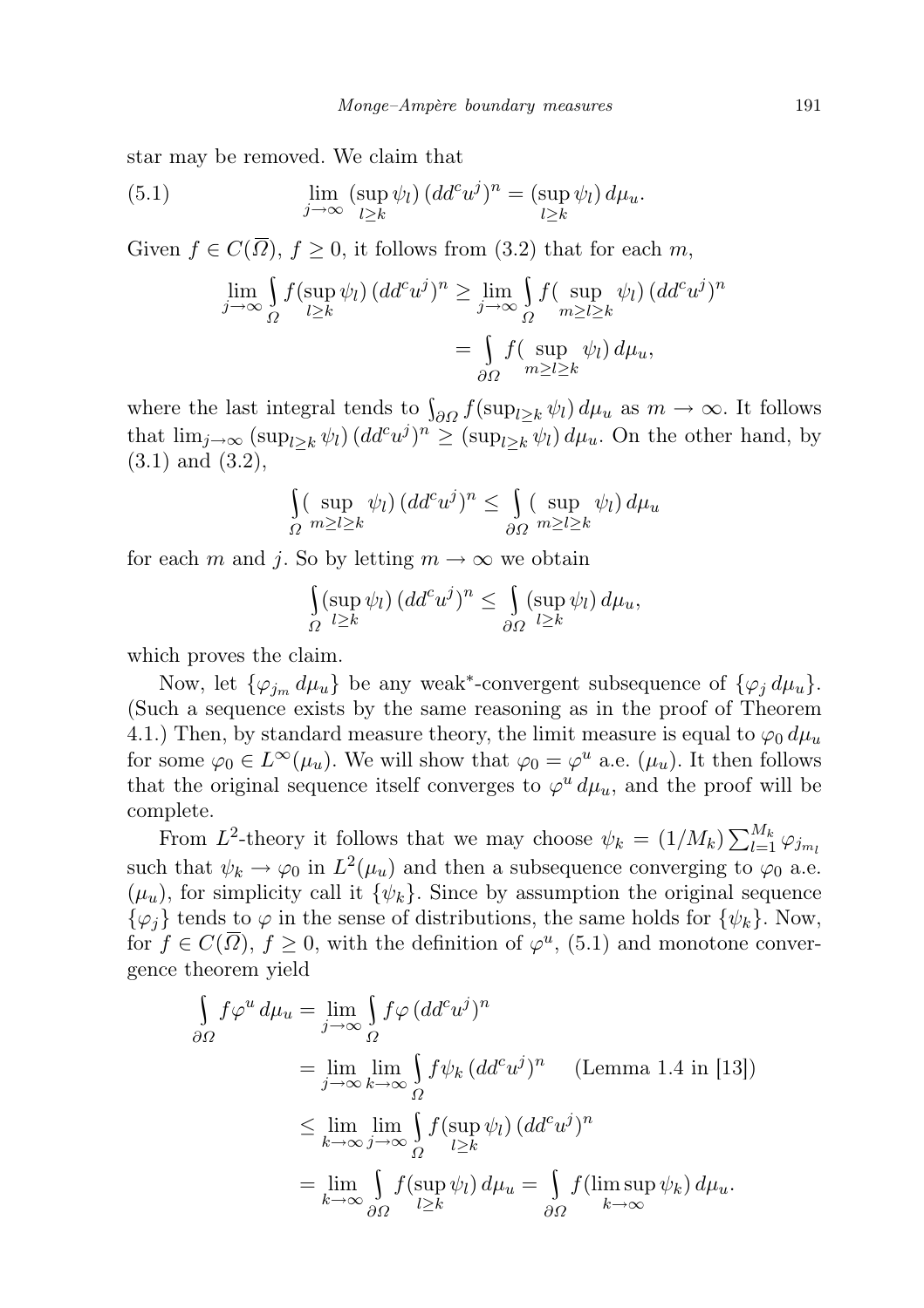star may be removed. We claim that

$$
\lim_{j\to\infty} (\sup_{l\geq k} \psi_l)\,(dd^c u^j)^n = (\sup_{l\geq k} \psi_l)\,d\mu_u. \tag{5.1}
$$

Given $f \in C(\overline{\Omega})$, $f \geq 0$, it follows from (3.2) that for each $m$,

$$
\begin{aligned}
\lim_{j\to\infty} \int_{\Omega} f(\sup_{l\geq k} \psi_l)\,(dd^c u^j)^n &\geq \lim_{j\to\infty} \int_{\Omega} f(\sup_{m\geq l\geq k} \psi_l)\,(dd^c u^j)^n \\
&= \int_{\partial\Omega} f(\sup_{m\geq l\geq k} \psi_l)\,d\mu_u,
\end{aligned}
$$

where the last integral tends to $\int_{\partial\Omega} f(\sup_{l\geq k} \psi_l)\,d\mu_u$ as $m\to\infty$. It follows that $\lim_{j\to\infty} (\sup_{l\geq k}\psi_l)\,(dd^c u^j)^n \geq (\sup_{l\geq k}\psi_l)\,d\mu_u$. On the other hand, by (3.1) and (3.2),

$$
\int_{\Omega} (\sup_{m\geq l\geq k} \psi_l)\,(dd^c u^j)^n \leq \int_{\partial\Omega} (\sup_{m\geq l\geq k} \psi_l)\,d\mu_u
$$

for each $m$ and $j$. So by letting $m\to\infty$ we obtain

$$
\int_{\Omega} (\sup_{l\geq k} \psi_l)\,(dd^c u^j)^n \leq \int_{\partial\Omega} (\sup_{l\geq k} \psi_l)\,d\mu_u,
$$

which proves the claim.

Now, let $\{\varphi_{j_m}\,d\mu_u\}$ be any weak*-convergent subsequence of $\{\varphi_j\,d\mu_u\}$. (Such a sequence exists by the same reasoning as in the proof of Theorem 4.1.) Then, by standard measure theory, the limit measure is equal to $\varphi_0\,d\mu_u$ for some $\varphi_0 \in L^\infty(\mu_u)$. We will show that $\varphi_0 = \varphi^u$ a.e. $(\mu_u)$. It then follows that the original sequence itself converges to $\varphi^u\,d\mu_u$, and the proof will be complete.

From $L^2$-theory it follows that we may choose $\psi_k = (1/M_k)\sum_{l=1}^{M_k} \varphi_{j_{m_l}}$ such that $\psi_k \to \varphi_0$ in $L^2(\mu_u)$ and then a subsequence converging to $\varphi_0$ a.e. $(\mu_u)$, for simplicity call it $\{\psi_k\}$. Since by assumption the original sequence $\{\varphi_j\}$ tends to $\varphi$ in the sense of distributions, the same holds for $\{\psi_k\}$. Now, for $f \in C(\overline{\Omega})$, $f \geq 0$, with the definition of $\varphi^u$, (5.1) and monotone convergence theorem yield

$$
\begin{aligned}
\int_{\partial\Omega} f\varphi^u\,d\mu_u &= \lim_{j\to\infty} \int_{\Omega} f\varphi\,(dd^c u^j)^n \\
&= \lim_{j\to\infty} \lim_{k\to\infty} \int_{\Omega} f\psi_k\,(dd^c u^j)^n \qquad \text{(Lemma 1.4 in [13])} \\
&\leq \lim_{k\to\infty} \lim_{j\to\infty} \int_{\Omega} f(\sup_{l\geq k} \psi_l)\,(dd^c u^j)^n \\
&= \lim_{k\to\infty} \int_{\partial\Omega} f(\sup_{l\geq k} \psi_l)\,d\mu_u = \int_{\partial\Omega} f(\limsup_{k\to\infty} \psi_k)\,d\mu_u.
\end{aligned}
$$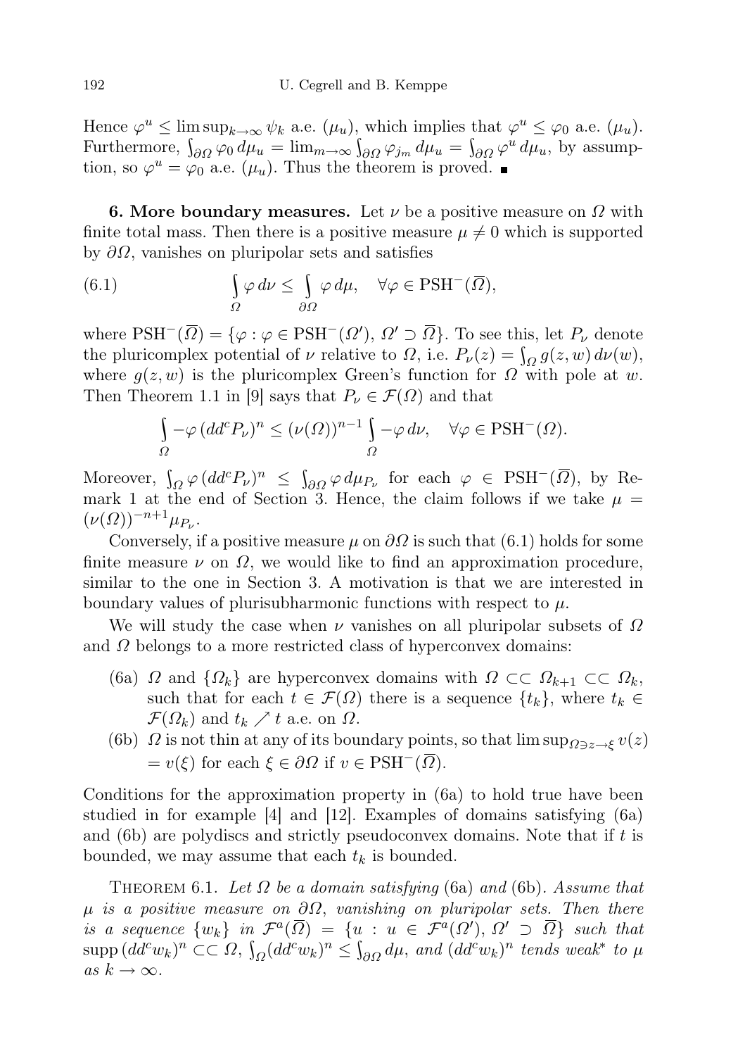Hence $\varphi^u \leq \limsup_{k\to\infty} \psi_k$ a.e. $(\mu_u)$, which implies that $\varphi^u \leq \varphi_0$ a.e. $(\mu_u)$. Furthermore, $\int_{\partial\Omega} \varphi_0 \, d\mu_u = \lim_{m\to\infty} \int_{\partial\Omega} \varphi_{j_m} \, d\mu_u = \int_{\partial\Omega} \varphi^u \, d\mu_u$, by assumption, so $\varphi^u = \varphi_0$ a.e. $(\mu_u)$. Thus the theorem is proved. ∎

**6. More boundary measures.** Let $\nu$ be a positive measure on $\Omega$ with finite total mass. Then there is a positive measure $\mu \neq 0$ which is supported by $\partial\Omega$, vanishes on pluripolar sets and satisfies

$$\int_{\Omega} \varphi \, d\nu \leq \int_{\partial\Omega} \varphi \, d\mu, \quad \forall \varphi \in \mathrm{PSH}^-(\overline{\Omega}), \tag{6.1}$$

where $\mathrm{PSH}^-(\overline{\Omega}) = \{\varphi : \varphi \in \mathrm{PSH}^-(\Omega'),\ \Omega' \supset \overline{\Omega}\}$. To see this, let $P_\nu$ denote the pluricomplex potential of $\nu$ relative to $\Omega$, i.e. $P_\nu(z) = \int_\Omega g(z,w)\, d\nu(w)$, where $g(z,w)$ is the pluricomplex Green's function for $\Omega$ with pole at $w$. Then Theorem 1.1 in [9] says that $P_\nu \in \mathcal{F}(\Omega)$ and that

$$\int_{\Omega} -\varphi \, (dd^c P_\nu)^n \leq (\nu(\Omega))^{n-1} \int_{\Omega} -\varphi \, d\nu, \quad \forall \varphi \in \mathrm{PSH}^-(\Omega).$$

Moreover, $\int_\Omega \varphi \, (dd^c P_\nu)^n \leq \int_{\partial\Omega} \varphi \, d\mu_{P_\nu}$ for each $\varphi \in \mathrm{PSH}^-(\overline{\Omega})$, by Remark 1 at the end of Section 3. Hence, the claim follows if we take $\mu = (\nu(\Omega))^{-n+1}\mu_{P_\nu}$.

Conversely, if a positive measure $\mu$ on $\partial\Omega$ is such that (6.1) holds for some finite measure $\nu$ on $\Omega$, we would like to find an approximation procedure, similar to the one in Section 3. A motivation is that we are interested in boundary values of plurisubharmonic functions with respect to $\mu$.

We will study the case when $\nu$ vanishes on all pluripolar subsets of $\Omega$ and $\Omega$ belongs to a more restricted class of hyperconvex domains:

- (6a) $\Omega$ and $\{\Omega_k\}$ are hyperconvex domains with $\Omega \subset\subset \Omega_{k+1} \subset\subset \Omega_k$, such that for each $t \in \mathcal{F}(\Omega)$ there is a sequence $\{t_k\}$, where $t_k \in \mathcal{F}(\Omega_k)$ and $t_k \nearrow t$ a.e. on $\Omega$.
- (6b) $\Omega$ is not thin at any of its boundary points, so that $\limsup_{\Omega \ni z \to \xi} v(z) = v(\xi)$ for each $\xi \in \partial\Omega$ if $v \in \mathrm{PSH}^-(\overline{\Omega})$.

Conditions for the approximation property in (6a) to hold true have been studied in for example [4] and [12]. Examples of domains satisfying (6a) and (6b) are polydiscs and strictly pseudoconvex domains. Note that if $t$ is bounded, we may assume that each $t_k$ is bounded.

THEOREM 6.1. *Let $\Omega$ be a domain satisfying* (6a) *and* (6b). *Assume that $\mu$ is a positive measure on $\partial\Omega$, vanishing on pluripolar sets. Then there is a sequence $\{w_k\}$ in $\mathcal{F}^a(\overline{\Omega}) = \{u : u \in \mathcal{F}^a(\Omega'),\ \Omega' \supset \overline{\Omega}\}$ such that $\mathrm{supp}\,(dd^c w_k)^n \subset\subset \Omega$, $\int_\Omega (dd^c w_k)^n \leq \int_{\partial\Omega} d\mu$, and $(dd^c w_k)^n$ tends weak\* to $\mu$ as $k \to \infty$.*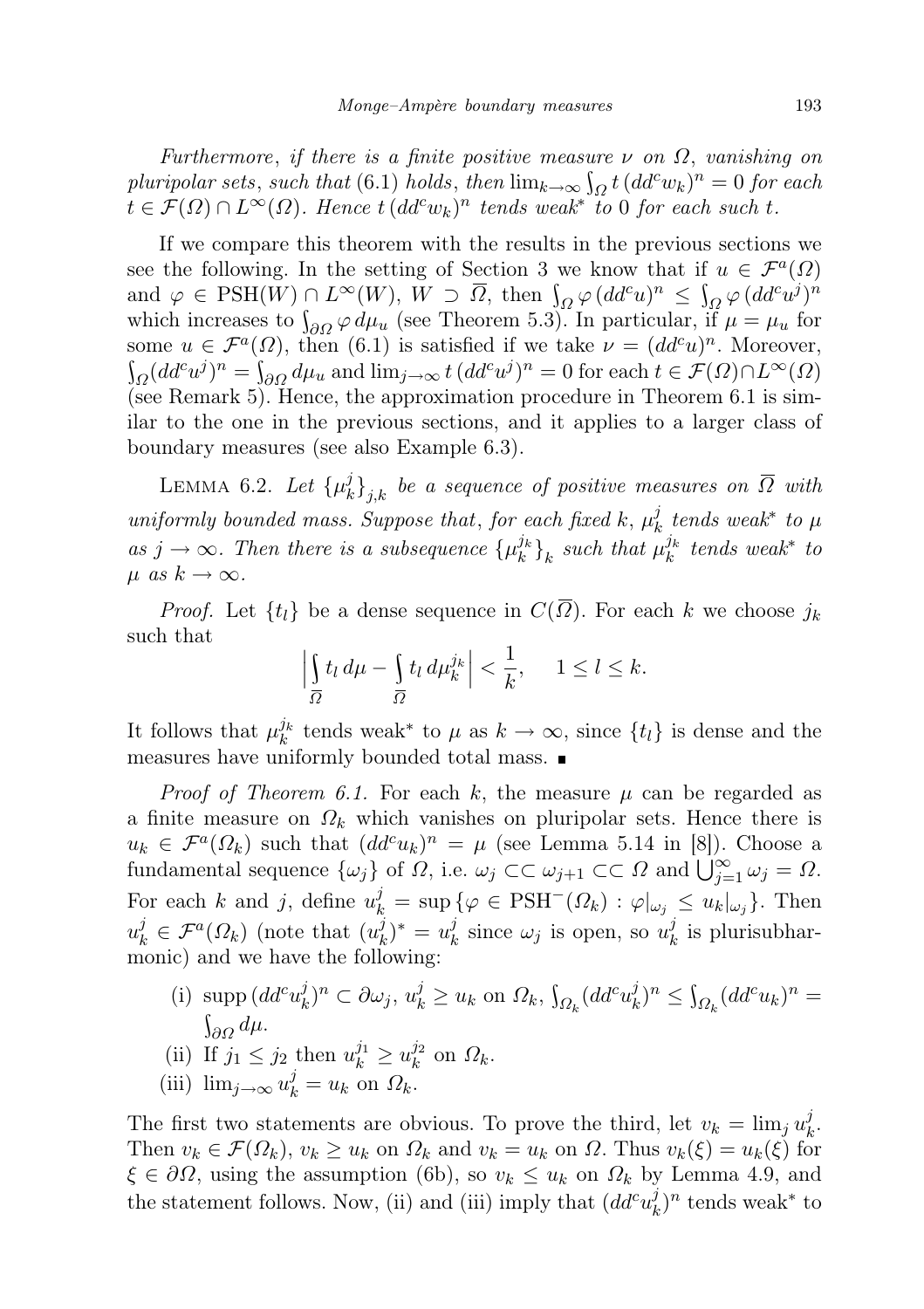*Furthermore*, *if there is a finite positive measure $\nu$ on $\Omega$*, *vanishing on pluripolar sets*, *such that* (6.1) *holds*, *then* $\lim_{k\to\infty}\int_\Omega t\,(dd^c w_k)^n = 0$ *for each* $t \in \mathcal{F}(\Omega)\cap L^\infty(\Omega)$. *Hence* $t\,(dd^c w_k)^n$ *tends weak*$^*$ *to* 0 *for each such* $t$.

If we compare this theorem with the results in the previous sections we see the following. In the setting of Section 3 we know that if $u \in \mathcal{F}^a(\Omega)$ and $\varphi \in \mathrm{PSH}(W)\cap L^\infty(W)$, $W \supset \overline{\Omega}$, then $\int_\Omega \varphi\,(dd^c u)^n \le \int_\Omega \varphi\,(dd^c u^j)^n$ which increases to $\int_{\partial\Omega}\varphi\,d\mu_u$ (see Theorem 5.3). In particular, if $\mu = \mu_u$ for some $u \in \mathcal{F}^a(\Omega)$, then (6.1) is satisfied if we take $\nu = (dd^c u)^n$. Moreover, $\int_\Omega (dd^c u^j)^n = \int_{\partial\Omega} d\mu_u$ and $\lim_{j\to\infty} t\,(dd^c u^j)^n = 0$ for each $t \in \mathcal{F}(\Omega)\cap L^\infty(\Omega)$ (see Remark 5). Hence, the approximation procedure in Theorem 6.1 is similar to the one in the previous sections, and it applies to a larger class of boundary measures (see also Example 6.3).

Lemma 6.2. *Let* $\{\mu_k^j\}_{j,k}$ *be a sequence of positive measures on* $\overline{\Omega}$ *with uniformly bounded mass. Suppose that*, *for each fixed* $k$, $\mu_k^j$ *tends weak*$^*$ *to* $\mu$ *as* $j \to \infty$. *Then there is a subsequence* $\{\mu_k^{j_k}\}_k$ *such that* $\mu_k^{j_k}$ *tends weak*$^*$ *to* $\mu$ *as* $k \to \infty$.

*Proof.* Let $\{t_l\}$ be a dense sequence in $C(\overline{\Omega})$. For each $k$ we choose $j_k$ such that

$$\Big|\int_{\overline{\Omega}} t_l\,d\mu - \int_{\overline{\Omega}} t_l\,d\mu_k^{j_k}\Big| < \frac{1}{k}, \qquad 1 \le l \le k.$$

It follows that $\mu_k^{j_k}$ tends weak$^*$ to $\mu$ as $k \to \infty$, since $\{t_l\}$ is dense and the measures have uniformly bounded total mass. ■

*Proof of Theorem 6.1.* For each $k$, the measure $\mu$ can be regarded as a finite measure on $\Omega_k$ which vanishes on pluripolar sets. Hence there is $u_k \in \mathcal{F}^a(\Omega_k)$ such that $(dd^c u_k)^n = \mu$ (see Lemma 5.14 in [8]). Choose a fundamental sequence $\{\omega_j\}$ of $\Omega$, i.e. $\omega_j \subset\subset \omega_{j+1} \subset\subset \Omega$ and $\bigcup_{j=1}^\infty \omega_j = \Omega$. For each $k$ and $j$, define $u_k^j = \sup\{\varphi \in \mathrm{PSH}^-(\Omega_k) : \varphi|_{\omega_j} \le u_k|_{\omega_j}\}$. Then $u_k^j \in \mathcal{F}^a(\Omega_k)$ (note that $(u_k^j)^* = u_k^j$ since $\omega_j$ is open, so $u_k^j$ is plurisubharmonic) and we have the following:

(i) $\operatorname{supp}(dd^c u_k^j)^n \subset \partial\omega_j$, $u_k^j \ge u_k$ on $\Omega_k$, $\int_{\Omega_k}(dd^c u_k^j)^n \le \int_{\Omega_k}(dd^c u_k)^n = \int_{\partial\Omega} d\mu$.

(ii) If $j_1 \le j_2$ then $u_k^{j_1} \ge u_k^{j_2}$ on $\Omega_k$.

(iii) $\lim_{j\to\infty} u_k^j = u_k$ on $\Omega_k$.

The first two statements are obvious. To prove the third, let $v_k = \lim_j u_k^j$. Then $v_k \in \mathcal{F}(\Omega_k)$, $v_k \ge u_k$ on $\Omega_k$ and $v_k = u_k$ on $\Omega$. Thus $v_k(\xi) = u_k(\xi)$ for $\xi \in \partial\Omega$, using the assumption (6b), so $v_k \le u_k$ on $\Omega_k$ by Lemma 4.9, and the statement follows. Now, (ii) and (iii) imply that $(dd^c u_k^j)^n$ tends weak$^*$ to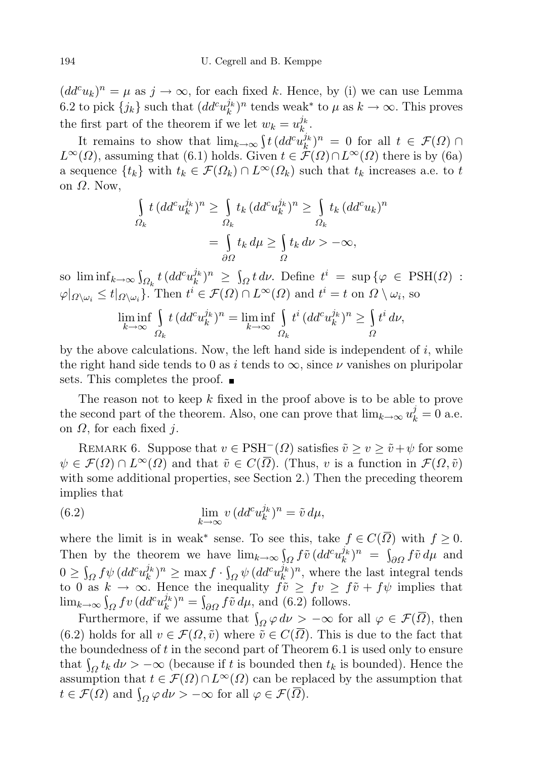$(dd^c u_k)^n = \mu$ as $j \to \infty$, for each fixed $k$. Hence, by (i) we can use Lemma 6.2 to pick $\{j_k\}$ such that $(dd^c u_k^{j_k})^n$ tends weak* to $\mu$ as $k \to \infty$. This proves the first part of the theorem if we let $w_k = u_k^{j_k}$.

It remains to show that $\lim_{k\to\infty} \int t\,(dd^c u_k^{j_k})^n = 0$ for all $t \in \mathcal{F}(\Omega) \cap L^\infty(\Omega)$, assuming that (6.1) holds. Given $t \in \mathcal{F}(\Omega) \cap L^\infty(\Omega)$ there is by (6a) a sequence $\{t_k\}$ with $t_k \in \mathcal{F}(\Omega_k) \cap L^\infty(\Omega_k)$ such that $t_k$ increases a.e. to $t$ on $\Omega$. Now,

$$\int_{\Omega_k} t\,(dd^c u_k^{j_k})^n \geq \int_{\Omega_k} t_k\,(dd^c u_k^{j_k})^n \geq \int_{\Omega_k} t_k\,(dd^c u_k)^n$$
$$= \int_{\partial\Omega} t_k\,d\mu \geq \int_{\Omega} t_k\,d\nu > -\infty,$$

so $\liminf_{k\to\infty} \int_{\Omega_k} t\,(dd^c u_k^{j_k})^n \geq \int_\Omega t\,d\nu$. Define $t^i = \sup\{\varphi \in \mathrm{PSH}(\Omega) : \varphi|_{\Omega\setminus\omega_i} \leq t|_{\Omega\setminus\omega_i}\}$. Then $t^i \in \mathcal{F}(\Omega) \cap L^\infty(\Omega)$ and $t^i = t$ on $\Omega \setminus \omega_i$, so

$$\liminf_{k\to\infty} \int_{\Omega_k} t\,(dd^c u_k^{j_k})^n = \liminf_{k\to\infty} \int_{\Omega_k} t^i\,(dd^c u_k^{j_k})^n \geq \int_\Omega t^i\,d\nu,$$

by the above calculations. Now, the left hand side is independent of $i$, while the right hand side tends to 0 as $i$ tends to $\infty$, since $\nu$ vanishes on pluripolar sets. This completes the proof. ■

The reason not to keep $k$ fixed in the proof above is to be able to prove the second part of the theorem. Also, one can prove that $\lim_{k\to\infty} u_k^j = 0$ a.e. on $\Omega$, for each fixed $j$.

Remark 6. Suppose that $v \in \mathrm{PSH}^-(\Omega)$ satisfies $\tilde{v} \geq v \geq \tilde{v} + \psi$ for some $\psi \in \mathcal{F}(\Omega) \cap L^\infty(\Omega)$ and that $\tilde{v} \in C(\overline{\Omega})$. (Thus, $v$ is a function in $\mathcal{F}(\Omega, \tilde{v})$ with some additional properties, see Section 2.) Then the preceding theorem implies that

$$\lim_{k\to\infty} v\,(dd^c u_k^{j_k})^n = \tilde{v}\,d\mu, \tag{6.2}$$

where the limit is in weak* sense. To see this, take $f \in C(\overline{\Omega})$ with $f \geq 0$. Then by the theorem we have $\lim_{k\to\infty} \int_\Omega f\tilde{v}\,(dd^c u_k^{j_k})^n = \int_{\partial\Omega} f\tilde{v}\,d\mu$ and $0 \geq \int_\Omega f\psi\,(dd^c u_k^{j_k})^n \geq \max f \cdot \int_\Omega \psi\,(dd^c u_k^{j_k})^n$, where the last integral tends to 0 as $k \to \infty$. Hence the inequality $f\tilde{v} \geq fv \geq f\tilde{v} + f\psi$ implies that $\lim_{k\to\infty} \int_\Omega fv\,(dd^c u_k^{j_k})^n = \int_{\partial\Omega} f\tilde{v}\,d\mu$, and (6.2) follows.

Furthermore, if we assume that $\int_\Omega \varphi\,d\nu > -\infty$ for all $\varphi \in \mathcal{F}(\overline{\Omega})$, then (6.2) holds for all $v \in \mathcal{F}(\Omega, \tilde{v})$ where $\tilde{v} \in C(\overline{\Omega})$. This is due to the fact that the boundedness of $t$ in the second part of Theorem 6.1 is used only to ensure that $\int_\Omega t_k\,d\nu > -\infty$ (because if $t$ is bounded then $t_k$ is bounded). Hence the assumption that $t \in \mathcal{F}(\Omega) \cap L^\infty(\Omega)$ can be replaced by the assumption that $t \in \mathcal{F}(\Omega)$ and $\int_\Omega \varphi\,d\nu > -\infty$ for all $\varphi \in \mathcal{F}(\overline{\Omega})$.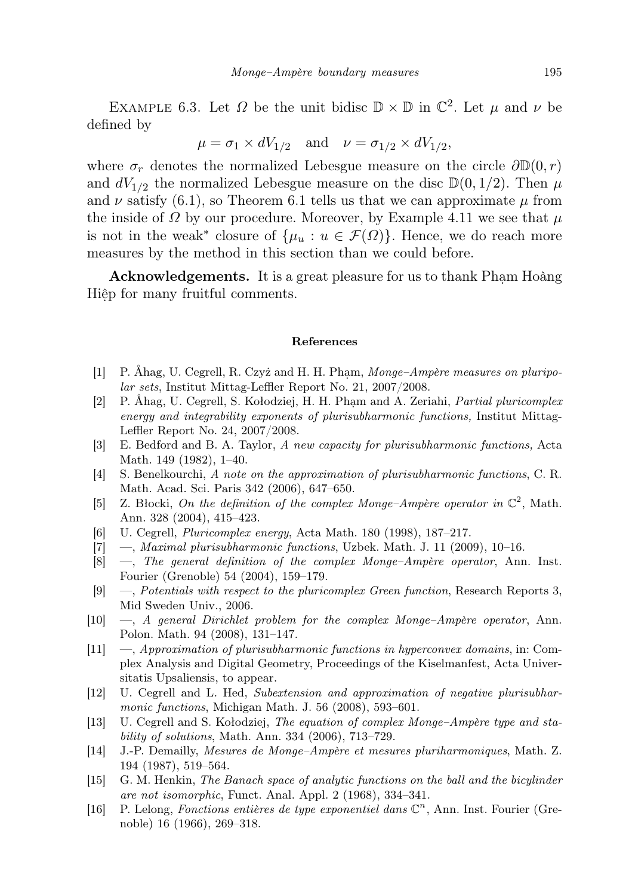Example 6.3. Let $\Omega$ be the unit bidisc $\mathbb{D} \times \mathbb{D}$ in $\mathbb{C}^2$. Let $\mu$ and $\nu$ be defined by

$$\mu = \sigma_1 \times dV_{1/2} \quad \text{and} \quad \nu = \sigma_{1/2} \times dV_{1/2},$$

where $\sigma_r$ denotes the normalized Lebesgue measure on the circle $\partial\mathbb{D}(0, r)$ and $dV_{1/2}$ the normalized Lebesgue measure on the disc $\mathbb{D}(0, 1/2)$. Then $\mu$ and $\nu$ satisfy (6.1), so Theorem 6.1 tells us that we can approximate $\mu$ from the inside of $\Omega$ by our procedure. Moreover, by Example 4.11 we see that $\mu$ is not in the weak$^*$ closure of $\{\mu_u : u \in \mathcal{F}(\Omega)\}$. Hence, we do reach more measures by the method in this section than we could before.

**Acknowledgements.** It is a great pleasure for us to thank Phạm Hoàng Hiệp for many fruitful comments.

## References

[1] P. Åhag, U. Cegrell, R. Czyż and H. H. Phạm, *Monge–Ampère measures on pluripolar sets*, Institut Mittag-Leffler Report No. 21, 2007/2008.

[2] P. Åhag, U. Cegrell, S. Kołodziej, H. H. Phạm and A. Zeriahi, *Partial pluricomplex energy and integrability exponents of plurisubharmonic functions,* Institut Mittag-Leffler Report No. 24, 2007/2008.

[3] E. Bedford and B. A. Taylor, *A new capacity for plurisubharmonic functions,* Acta Math. 149 (1982), 1–40.

[4] S. Benelkourchi, *A note on the approximation of plurisubharmonic functions*, C. R. Math. Acad. Sci. Paris 342 (2006), 647–650.

[5] Z. Błocki, *On the definition of the complex Monge–Ampère operator in* $\mathbb{C}^2$, Math. Ann. 328 (2004), 415–423.

[6] U. Cegrell, *Pluricomplex energy*, Acta Math. 180 (1998), 187–217.

[7] —, *Maximal plurisubharmonic functions*, Uzbek. Math. J. 11 (2009), 10–16.

[8] —, *The general definition of the complex Monge–Ampère operator*, Ann. Inst. Fourier (Grenoble) 54 (2004), 159–179.

[9] —, *Potentials with respect to the pluricomplex Green function*, Research Reports 3, Mid Sweden Univ., 2006.

[10] —, *A general Dirichlet problem for the complex Monge–Ampère operator*, Ann. Polon. Math. 94 (2008), 131–147.

[11] —, *Approximation of plurisubharmonic functions in hyperconvex domains*, in: Complex Analysis and Digital Geometry, Proceedings of the Kiselmanfest, Acta Universitatis Upsaliensis, to appear.

[12] U. Cegrell and L. Hed, *Subextension and approximation of negative plurisubharmonic functions*, Michigan Math. J. 56 (2008), 593–601.

[13] U. Cegrell and S. Kołodziej, *The equation of complex Monge–Ampère type and stability of solutions*, Math. Ann. 334 (2006), 713–729.

[14] J.-P. Demailly, *Mesures de Monge–Ampère et mesures pluriharmoniques*, Math. Z. 194 (1987), 519–564.

[15] G. M. Henkin, *The Banach space of analytic functions on the ball and the bicylinder are not isomorphic*, Funct. Anal. Appl. 2 (1968), 334–341.

[16] P. Lelong, *Fonctions entières de type exponentiel dans* $\mathbb{C}^n$, Ann. Inst. Fourier (Grenoble) 16 (1966), 269–318.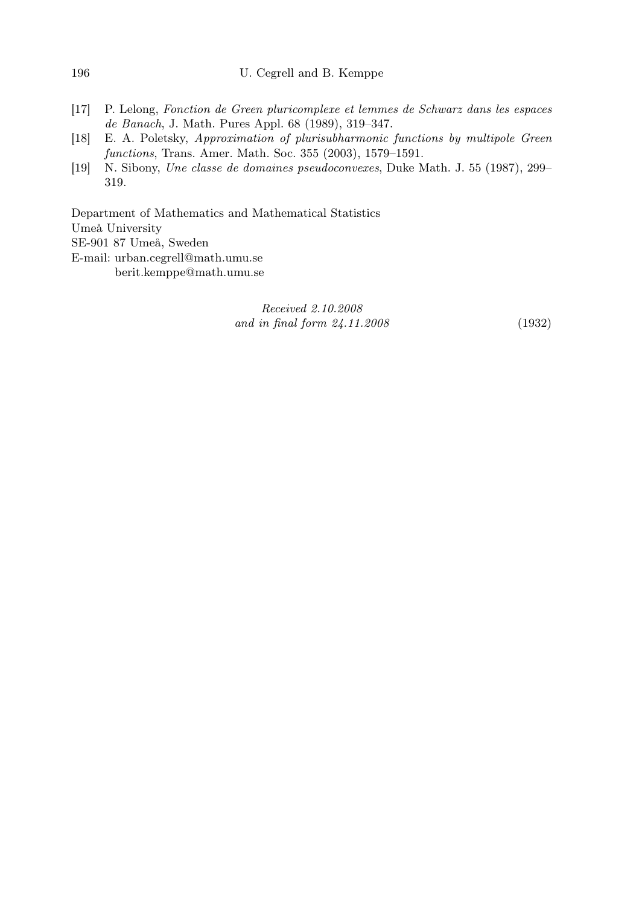[17] P. Lelong, *Fonction de Green pluricomplexe et lemmes de Schwarz dans les espaces de Banach*, J. Math. Pures Appl. 68 (1989), 319–347.

[18] E. A. Poletsky, *Approximation of plurisubharmonic functions by multipole Green functions*, Trans. Amer. Math. Soc. 355 (2003), 1579–1591.

[19] N. Sibony, *Une classe de domaines pseudoconvexes*, Duke Math. J. 55 (1987), 299–319.

Department of Mathematics and Mathematical Statistics
Umeå University
SE-901 87 Umeå, Sweden
E-mail: urban.cegrell@math.umu.se
berit.kemppe@math.umu.se

*Received 2.10.2008*
*and in final form 24.11.2008* (1932)